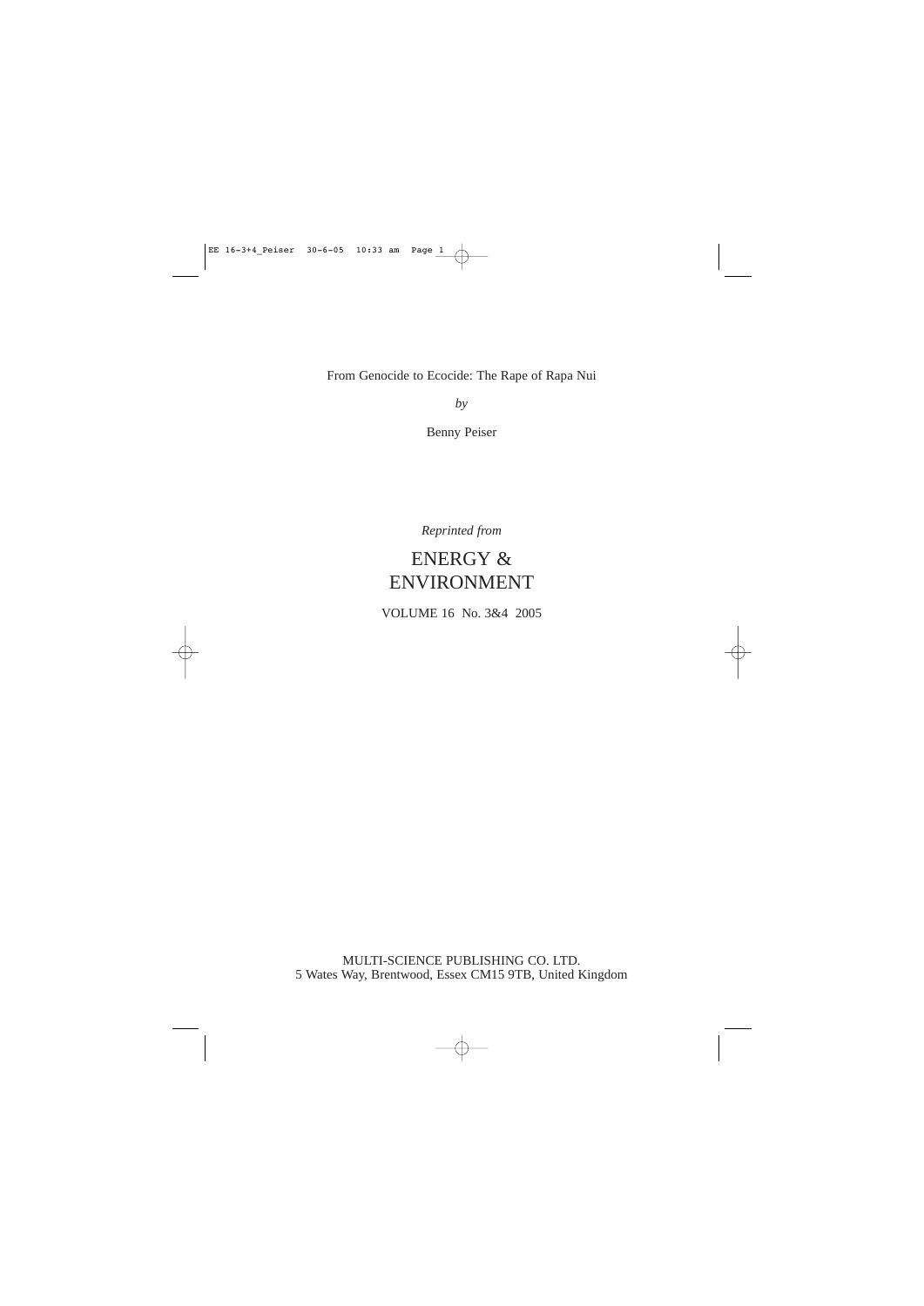# From Genocide to Ecocide: The Rape of Rapa Nui

*by*

Benny Peiser

*Reprinted from*

ENERGY & ENVIRONMENT

VOLUME 16 No. 3&4 2005

MULTI-SCIENCE PUBLISHING CO. LTD.
5 Wates Way, Brentwood, Essex CM15 9TB, United Kingdom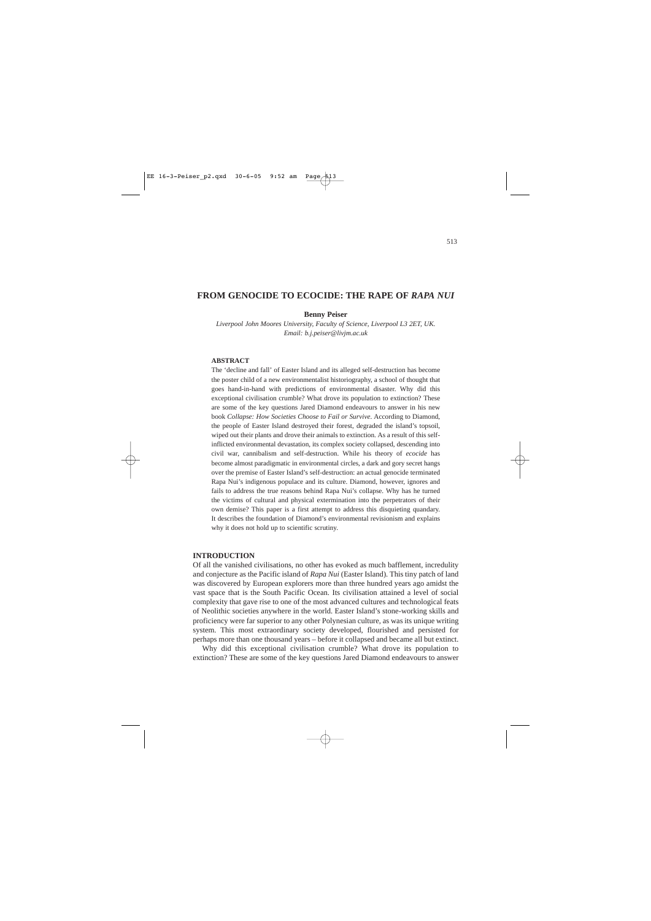# FROM GENOCIDE TO ECOCIDE: THE RAPE OF *RAPA NUI*

**Benny Peiser**

*Liverpool John Moores University, Faculty of Science, Liverpool L3 2ET, UK.*
*Email: b.j.peiser@livjm.ac.uk*

## ABSTRACT

The 'decline and fall' of Easter Island and its alleged self-destruction has become the poster child of a new environmentalist historiography, a school of thought that goes hand-in-hand with predictions of environmental disaster. Why did this exceptional civilisation crumble? What drove its population to extinction? These are some of the key questions Jared Diamond endeavours to answer in his new book *Collapse: How Societies Choose to Fail or Survive*. According to Diamond, the people of Easter Island destroyed their forest, degraded the island's topsoil, wiped out their plants and drove their animals to extinction. As a result of this self-inflicted environmental devastation, its complex society collapsed, descending into civil war, cannibalism and self-destruction. While his theory of *ecocide* has become almost paradigmatic in environmental circles, a dark and gory secret hangs over the premise of Easter Island's self-destruction: an actual genocide terminated Rapa Nui's indigenous populace and its culture. Diamond, however, ignores and fails to address the true reasons behind Rapa Nui's collapse. Why has he turned the victims of cultural and physical extermination into the perpetrators of their own demise? This paper is a first attempt to address this disquieting quandary. It describes the foundation of Diamond's environmental revisionism and explains why it does not hold up to scientific scrutiny.

## INTRODUCTION

Of all the vanished civilisations, no other has evoked as much bafflement, incredulity and conjecture as the Pacific island of *Rapa Nui* (Easter Island). This tiny patch of land was discovered by European explorers more than three hundred years ago amidst the vast space that is the South Pacific Ocean. Its civilisation attained a level of social complexity that gave rise to one of the most advanced cultures and technological feats of Neolithic societies anywhere in the world. Easter Island's stone-working skills and proficiency were far superior to any other Polynesian culture, as was its unique writing system. This most extraordinary society developed, flourished and persisted for perhaps more than one thousand years – before it collapsed and became all but extinct.

Why did this exceptional civilisation crumble? What drove its population to extinction? These are some of the key questions Jared Diamond endeavours to answer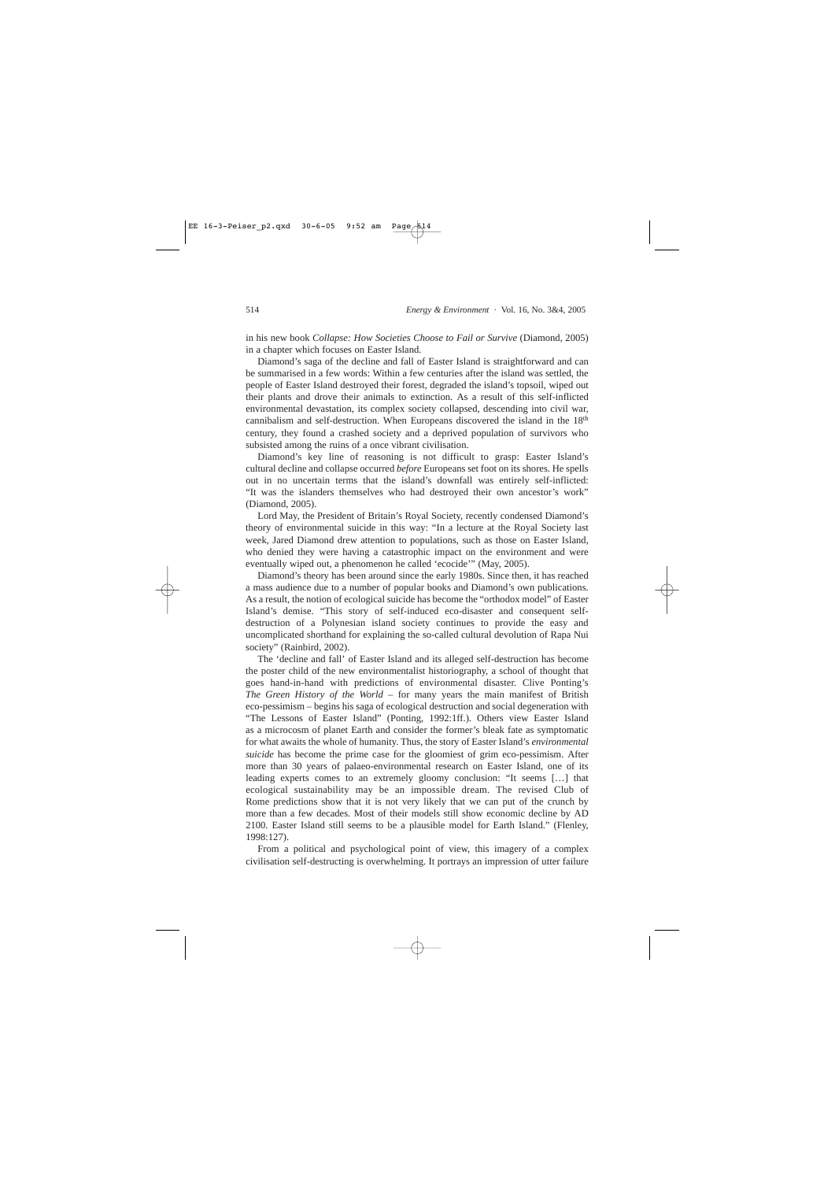in his new book *Collapse: How Societies Choose to Fail or Survive* (Diamond, 2005) in a chapter which focuses on Easter Island.

Diamond's saga of the decline and fall of Easter Island is straightforward and can be summarised in a few words: Within a few centuries after the island was settled, the people of Easter Island destroyed their forest, degraded the island's topsoil, wiped out their plants and drove their animals to extinction. As a result of this self-inflicted environmental devastation, its complex society collapsed, descending into civil war, cannibalism and self-destruction. When Europeans discovered the island in the 18th century, they found a crashed society and a deprived population of survivors who subsisted among the ruins of a once vibrant civilisation.

Diamond's key line of reasoning is not difficult to grasp: Easter Island's cultural decline and collapse occurred *before* Europeans set foot on its shores. He spells out in no uncertain terms that the island's downfall was entirely self-inflicted: "It was the islanders themselves who had destroyed their own ancestor's work" (Diamond, 2005).

Lord May, the President of Britain's Royal Society, recently condensed Diamond's theory of environmental suicide in this way: "In a lecture at the Royal Society last week, Jared Diamond drew attention to populations, such as those on Easter Island, who denied they were having a catastrophic impact on the environment and were eventually wiped out, a phenomenon he called 'ecocide'" (May, 2005).

Diamond's theory has been around since the early 1980s. Since then, it has reached a mass audience due to a number of popular books and Diamond's own publications. As a result, the notion of ecological suicide has become the "orthodox model" of Easter Island's demise. "This story of self-induced eco-disaster and consequent self-destruction of a Polynesian island society continues to provide the easy and uncomplicated shorthand for explaining the so-called cultural devolution of Rapa Nui society" (Rainbird, 2002).

The 'decline and fall' of Easter Island and its alleged self-destruction has become the poster child of the new environmentalist historiography, a school of thought that goes hand-in-hand with predictions of environmental disaster. Clive Ponting's *The Green History of the World* – for many years the main manifest of British eco-pessimism – begins his saga of ecological destruction and social degeneration with "The Lessons of Easter Island" (Ponting, 1992:1ff.). Others view Easter Island as a microcosm of planet Earth and consider the former's bleak fate as symptomatic for what awaits the whole of humanity. Thus, the story of Easter Island's *environmental suicide* has become the prime case for the gloomiest of grim eco-pessimism. After more than 30 years of palaeo-environmental research on Easter Island, one of its leading experts comes to an extremely gloomy conclusion: "It seems […] that ecological sustainability may be an impossible dream. The revised Club of Rome predictions show that it is not very likely that we can put of the crunch by more than a few decades. Most of their models still show economic decline by AD 2100. Easter Island still seems to be a plausible model for Earth Island." (Flenley, 1998:127).

From a political and psychological point of view, this imagery of a complex civilisation self-destructing is overwhelming. It portrays an impression of utter failure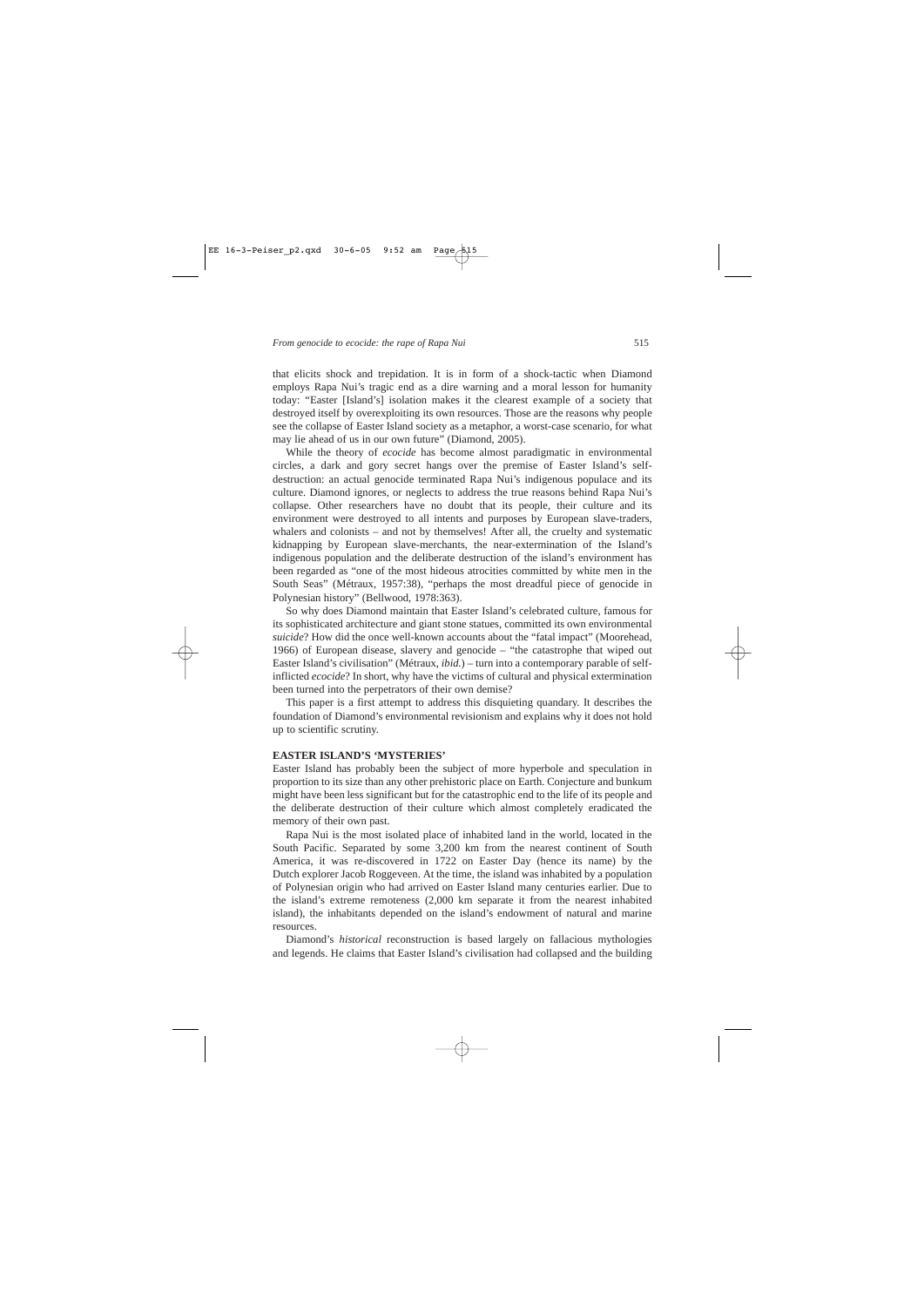that elicits shock and trepidation. It is in form of a shock-tactic when Diamond employs Rapa Nui's tragic end as a dire warning and a moral lesson for humanity today: "Easter [Island's] isolation makes it the clearest example of a society that destroyed itself by overexploiting its own resources. Those are the reasons why people see the collapse of Easter Island society as a metaphor, a worst-case scenario, for what may lie ahead of us in our own future" (Diamond, 2005).

While the theory of *ecocide* has become almost paradigmatic in environmental circles, a dark and gory secret hangs over the premise of Easter Island's self-destruction: an actual genocide terminated Rapa Nui's indigenous populace and its culture. Diamond ignores, or neglects to address the true reasons behind Rapa Nui's collapse. Other researchers have no doubt that its people, their culture and its environment were destroyed to all intents and purposes by European slave-traders, whalers and colonists – and not by themselves! After all, the cruelty and systematic kidnapping by European slave-merchants, the near-extermination of the Island's indigenous population and the deliberate destruction of the island's environment has been regarded as "one of the most hideous atrocities committed by white men in the South Seas" (Métraux, 1957:38), "perhaps the most dreadful piece of genocide in Polynesian history" (Bellwood, 1978:363).

So why does Diamond maintain that Easter Island's celebrated culture, famous for its sophisticated architecture and giant stone statues, committed its own environmental *suicide*? How did the once well-known accounts about the "fatal impact" (Moorehead, 1966) of European disease, slavery and genocide – "the catastrophe that wiped out Easter Island's civilisation" (Métraux, *ibid.*) – turn into a contemporary parable of self-inflicted *ecocide*? In short, why have the victims of cultural and physical extermination been turned into the perpetrators of their own demise?

This paper is a first attempt to address this disquieting quandary. It describes the foundation of Diamond's environmental revisionism and explains why it does not hold up to scientific scrutiny.

## EASTER ISLAND'S 'MYSTERIES'

Easter Island has probably been the subject of more hyperbole and speculation in proportion to its size than any other prehistoric place on Earth. Conjecture and bunkum might have been less significant but for the catastrophic end to the life of its people and the deliberate destruction of their culture which almost completely eradicated the memory of their own past.

Rapa Nui is the most isolated place of inhabited land in the world, located in the South Pacific. Separated by some 3,200 km from the nearest continent of South America, it was re-discovered in 1722 on Easter Day (hence its name) by the Dutch explorer Jacob Roggeveen. At the time, the island was inhabited by a population of Polynesian origin who had arrived on Easter Island many centuries earlier. Due to the island's extreme remoteness (2,000 km separate it from the nearest inhabited island), the inhabitants depended on the island's endowment of natural and marine resources.

Diamond's *historical* reconstruction is based largely on fallacious mythologies and legends. He claims that Easter Island's civilisation had collapsed and the building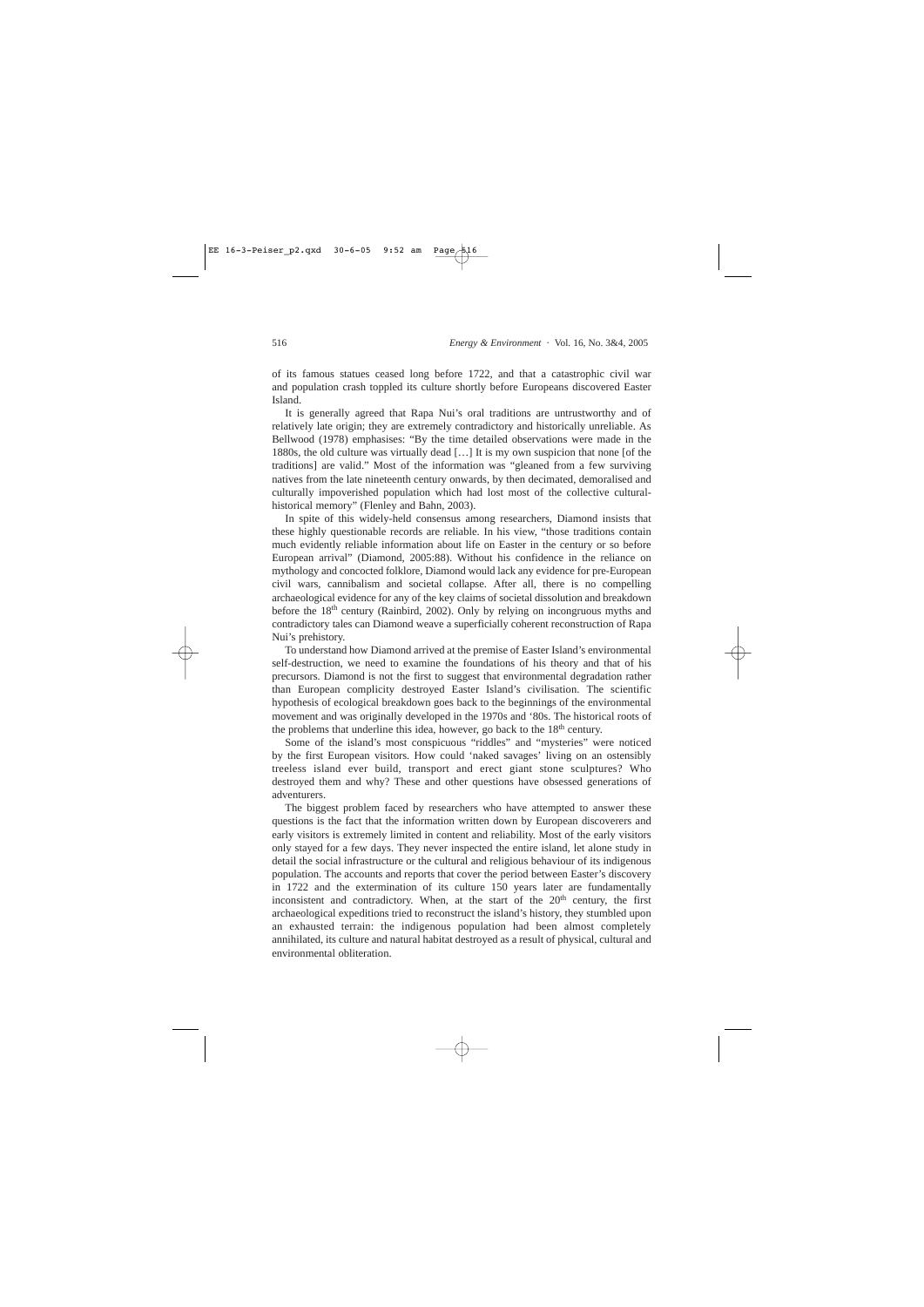of its famous statues ceased long before 1722, and that a catastrophic civil war and population crash toppled its culture shortly before Europeans discovered Easter Island.

It is generally agreed that Rapa Nui's oral traditions are untrustworthy and of relatively late origin; they are extremely contradictory and historically unreliable. As Bellwood (1978) emphasises: "By the time detailed observations were made in the 1880s, the old culture was virtually dead […] It is my own suspicion that none [of the traditions] are valid." Most of the information was "gleaned from a few surviving natives from the late nineteenth century onwards, by then decimated, demoralised and culturally impoverished population which had lost most of the collective cultural-historical memory" (Flenley and Bahn, 2003).

In spite of this widely-held consensus among researchers, Diamond insists that these highly questionable records are reliable. In his view, "those traditions contain much evidently reliable information about life on Easter in the century or so before European arrival" (Diamond, 2005:88). Without his confidence in the reliance on mythology and concocted folklore, Diamond would lack any evidence for pre-European civil wars, cannibalism and societal collapse. After all, there is no compelling archaeological evidence for any of the key claims of societal dissolution and breakdown before the 18th century (Rainbird, 2002). Only by relying on incongruous myths and contradictory tales can Diamond weave a superficially coherent reconstruction of Rapa Nui's prehistory.

To understand how Diamond arrived at the premise of Easter Island's environmental self-destruction, we need to examine the foundations of his theory and that of his precursors. Diamond is not the first to suggest that environmental degradation rather than European complicity destroyed Easter Island's civilisation. The scientific hypothesis of ecological breakdown goes back to the beginnings of the environmental movement and was originally developed in the 1970s and '80s. The historical roots of the problems that underline this idea, however, go back to the 18th century.

Some of the island's most conspicuous "riddles" and "mysteries" were noticed by the first European visitors. How could 'naked savages' living on an ostensibly treeless island ever build, transport and erect giant stone sculptures? Who destroyed them and why? These and other questions have obsessed generations of adventurers.

The biggest problem faced by researchers who have attempted to answer these questions is the fact that the information written down by European discoverers and early visitors is extremely limited in content and reliability. Most of the early visitors only stayed for a few days. They never inspected the entire island, let alone study in detail the social infrastructure or the cultural and religious behaviour of its indigenous population. The accounts and reports that cover the period between Easter's discovery in 1722 and the extermination of its culture 150 years later are fundamentally inconsistent and contradictory. When, at the start of the 20th century, the first archaeological expeditions tried to reconstruct the island's history, they stumbled upon an exhausted terrain: the indigenous population had been almost completely annihilated, its culture and natural habitat destroyed as a result of physical, cultural and environmental obliteration.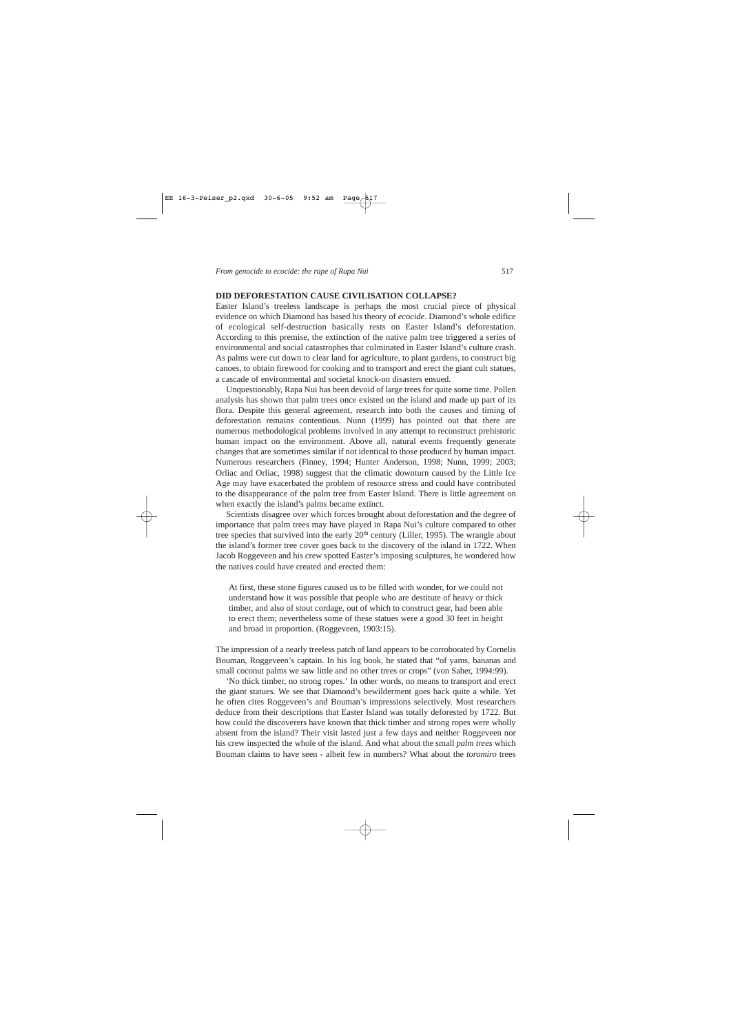## DID DEFORESTATION CAUSE CIVILISATION COLLAPSE?

Easter Island's treeless landscape is perhaps the most crucial piece of physical evidence on which Diamond has based his theory of *ecocide*. Diamond's whole edifice of ecological self-destruction basically rests on Easter Island's deforestation. According to this premise, the extinction of the native palm tree triggered a series of environmental and social catastrophes that culminated in Easter Island's culture crash. As palms were cut down to clear land for agriculture, to plant gardens, to construct big canoes, to obtain firewood for cooking and to transport and erect the giant cult statues, a cascade of environmental and societal knock-on disasters ensued.

Unquestionably, Rapa Nui has been devoid of large trees for quite some time. Pollen analysis has shown that palm trees once existed on the island and made up part of its flora. Despite this general agreement, research into both the causes and timing of deforestation remains contentious. Nunn (1999) has pointed out that there are numerous methodological problems involved in any attempt to reconstruct prehistoric human impact on the environment. Above all, natural events frequently generate changes that are sometimes similar if not identical to those produced by human impact. Numerous researchers (Finney, 1994; Hunter Anderson, 1998; Nunn, 1999; 2003; Orliac and Orliac, 1998) suggest that the climatic downturn caused by the Little Ice Age may have exacerbated the problem of resource stress and could have contributed to the disappearance of the palm tree from Easter Island. There is little agreement on when exactly the island's palms became extinct.

Scientists disagree over which forces brought about deforestation and the degree of importance that palm trees may have played in Rapa Nui's culture compared to other tree species that survived into the early 20th century (Liller, 1995). The wrangle about the island's former tree cover goes back to the discovery of the island in 1722. When Jacob Roggeveen and his crew spotted Easter's imposing sculptures, he wondered how the natives could have created and erected them:

> At first, these stone figures caused us to be filled with wonder, for we could not understand how it was possible that people who are destitute of heavy or thick timber, and also of stout cordage, out of which to construct gear, had been able to erect them; nevertheless some of these statues were a good 30 feet in height and broad in proportion. (Roggeveen, 1903:15).

The impression of a nearly treeless patch of land appears to be corroborated by Cornelis Bouman, Roggeveen's captain. In his log book, he stated that "of yams, bananas and small coconut palms we saw little and no other trees or crops" (von Saher, 1994:99).

'No thick timber, no strong ropes.' In other words, no means to transport and erect the giant statues. We see that Diamond's bewilderment goes back quite a while. Yet he often cites Roggeveen's and Bouman's impressions selectively. Most researchers deduce from their descriptions that Easter Island was totally deforested by 1722. But how could the discoverers have known that thick timber and strong ropes were wholly absent from the island? Their visit lasted just a few days and neither Roggeveen nor his crew inspected the whole of the island. And what about the small *palm trees* which Bouman claims to have seen - albeit few in numbers? What about the *toromiro* trees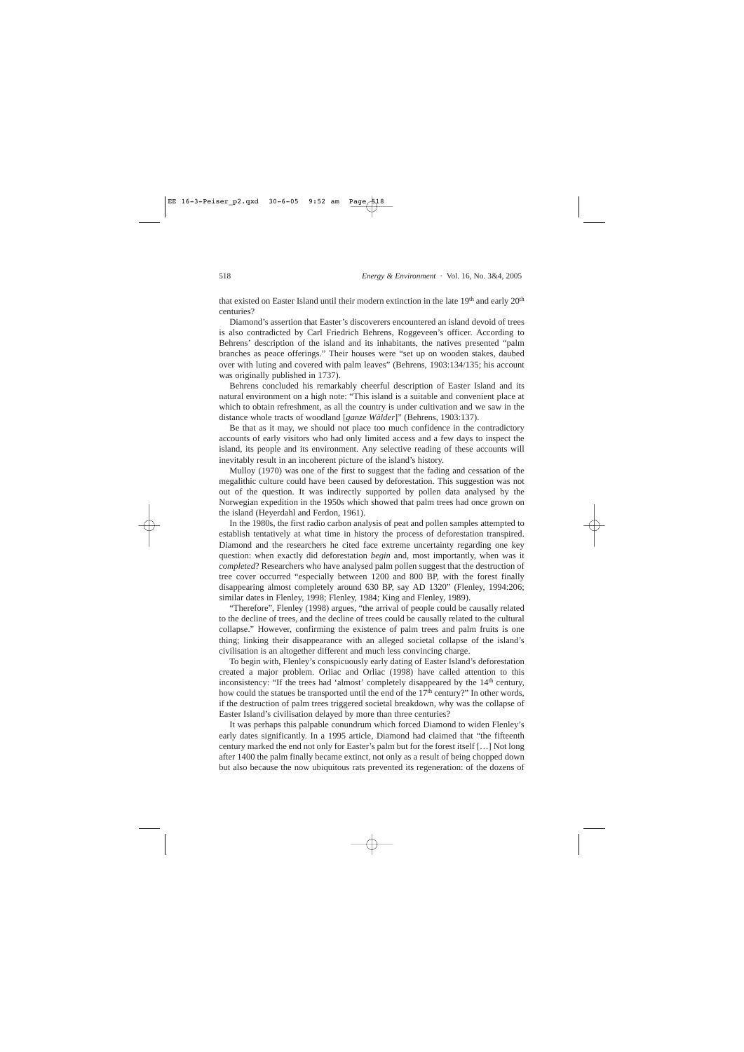that existed on Easter Island until their modern extinction in the late 19th and early 20th centuries?

Diamond's assertion that Easter's discoverers encountered an island devoid of trees is also contradicted by Carl Friedrich Behrens, Roggeveen's officer. According to Behrens' description of the island and its inhabitants, the natives presented "palm branches as peace offerings." Their houses were "set up on wooden stakes, daubed over with luting and covered with palm leaves" (Behrens, 1903:134/135; his account was originally published in 1737).

Behrens concluded his remarkably cheerful description of Easter Island and its natural environment on a high note: "This island is a suitable and convenient place at which to obtain refreshment, as all the country is under cultivation and we saw in the distance whole tracts of woodland [*ganze Wälder*]" (Behrens, 1903:137).

Be that as it may, we should not place too much confidence in the contradictory accounts of early visitors who had only limited access and a few days to inspect the island, its people and its environment. Any selective reading of these accounts will inevitably result in an incoherent picture of the island's history.

Mulloy (1970) was one of the first to suggest that the fading and cessation of the megalithic culture could have been caused by deforestation. This suggestion was not out of the question. It was indirectly supported by pollen data analysed by the Norwegian expedition in the 1950s which showed that palm trees had once grown on the island (Heyerdahl and Ferdon, 1961).

In the 1980s, the first radio carbon analysis of peat and pollen samples attempted to establish tentatively at what time in history the process of deforestation transpired. Diamond and the researchers he cited face extreme uncertainty regarding one key question: when exactly did deforestation *begin* and, most importantly, when was it *completed*? Researchers who have analysed palm pollen suggest that the destruction of tree cover occurred "especially between 1200 and 800 BP, with the forest finally disappearing almost completely around 630 BP, say AD 1320" (Flenley, 1994:206; similar dates in Flenley, 1998; Flenley, 1984; King and Flenley, 1989).

"Therefore", Flenley (1998) argues, "the arrival of people could be causally related to the decline of trees, and the decline of trees could be causally related to the cultural collapse." However, confirming the existence of palm trees and palm fruits is one thing; linking their disappearance with an alleged societal collapse of the island's civilisation is an altogether different and much less convincing charge.

To begin with, Flenley's conspicuously early dating of Easter Island's deforestation created a major problem. Orliac and Orliac (1998) have called attention to this inconsistency: "If the trees had 'almost' completely disappeared by the 14th century, how could the statues be transported until the end of the 17th century?" In other words, if the destruction of palm trees triggered societal breakdown, why was the collapse of Easter Island's civilisation delayed by more than three centuries?

It was perhaps this palpable conundrum which forced Diamond to widen Flenley's early dates significantly. In a 1995 article, Diamond had claimed that "the fifteenth century marked the end not only for Easter's palm but for the forest itself […] Not long after 1400 the palm finally became extinct, not only as a result of being chopped down but also because the now ubiquitous rats prevented its regeneration: of the dozens of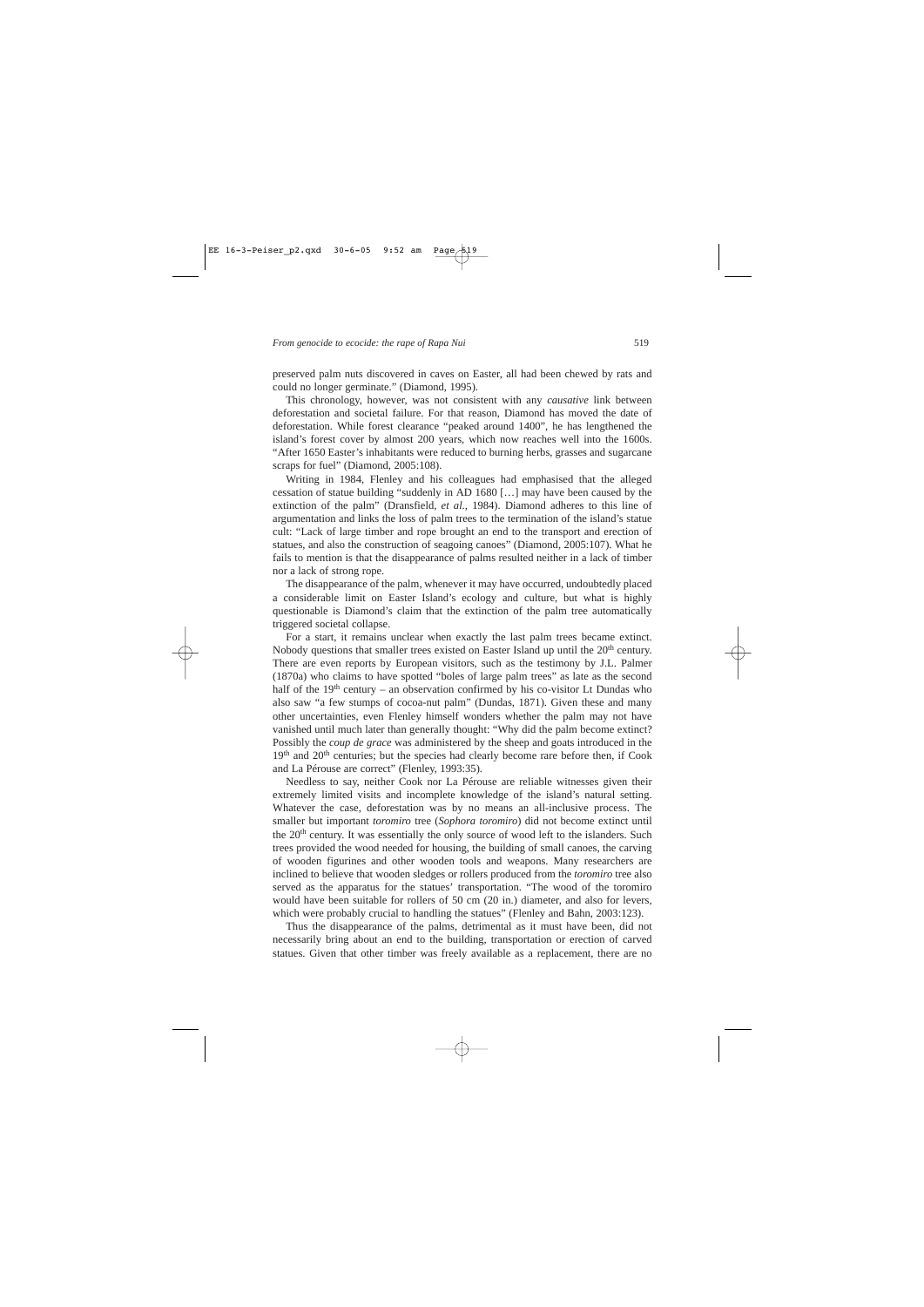preserved palm nuts discovered in caves on Easter, all had been chewed by rats and could no longer germinate." (Diamond, 1995).

This chronology, however, was not consistent with any *causative* link between deforestation and societal failure. For that reason, Diamond has moved the date of deforestation. While forest clearance "peaked around 1400", he has lengthened the island's forest cover by almost 200 years, which now reaches well into the 1600s. "After 1650 Easter's inhabitants were reduced to burning herbs, grasses and sugarcane scraps for fuel" (Diamond, 2005:108).

Writing in 1984, Flenley and his colleagues had emphasised that the alleged cessation of statue building "suddenly in AD 1680 […] may have been caused by the extinction of the palm" (Dransfield, *et al.*, 1984). Diamond adheres to this line of argumentation and links the loss of palm trees to the termination of the island's statue cult: "Lack of large timber and rope brought an end to the transport and erection of statues, and also the construction of seagoing canoes" (Diamond, 2005:107). What he fails to mention is that the disappearance of palms resulted neither in a lack of timber nor a lack of strong rope.

The disappearance of the palm, whenever it may have occurred, undoubtedly placed a considerable limit on Easter Island's ecology and culture, but what is highly questionable is Diamond's claim that the extinction of the palm tree automatically triggered societal collapse.

For a start, it remains unclear when exactly the last palm trees became extinct. Nobody questions that smaller trees existed on Easter Island up until the 20th century. There are even reports by European visitors, such as the testimony by J.L. Palmer (1870a) who claims to have spotted "boles of large palm trees" as late as the second half of the 19th century – an observation confirmed by his co-visitor Lt Dundas who also saw "a few stumps of cocoa-nut palm" (Dundas, 1871). Given these and many other uncertainties, even Flenley himself wonders whether the palm may not have vanished until much later than generally thought: "Why did the palm become extinct? Possibly the *coup de grace* was administered by the sheep and goats introduced in the 19th and 20th centuries; but the species had clearly become rare before then, if Cook and La Pérouse are correct" (Flenley, 1993:35).

Needless to say, neither Cook nor La Pérouse are reliable witnesses given their extremely limited visits and incomplete knowledge of the island's natural setting. Whatever the case, deforestation was by no means an all-inclusive process. The smaller but important *toromiro* tree (*Sophora toromiro*) did not become extinct until the 20th century. It was essentially the only source of wood left to the islanders. Such trees provided the wood needed for housing, the building of small canoes, the carving of wooden figurines and other wooden tools and weapons. Many researchers are inclined to believe that wooden sledges or rollers produced from the *toromiro* tree also served as the apparatus for the statues' transportation. "The wood of the toromiro would have been suitable for rollers of 50 cm (20 in.) diameter, and also for levers, which were probably crucial to handling the statues" (Flenley and Bahn, 2003:123).

Thus the disappearance of the palms, detrimental as it must have been, did not necessarily bring about an end to the building, transportation or erection of carved statues. Given that other timber was freely available as a replacement, there are no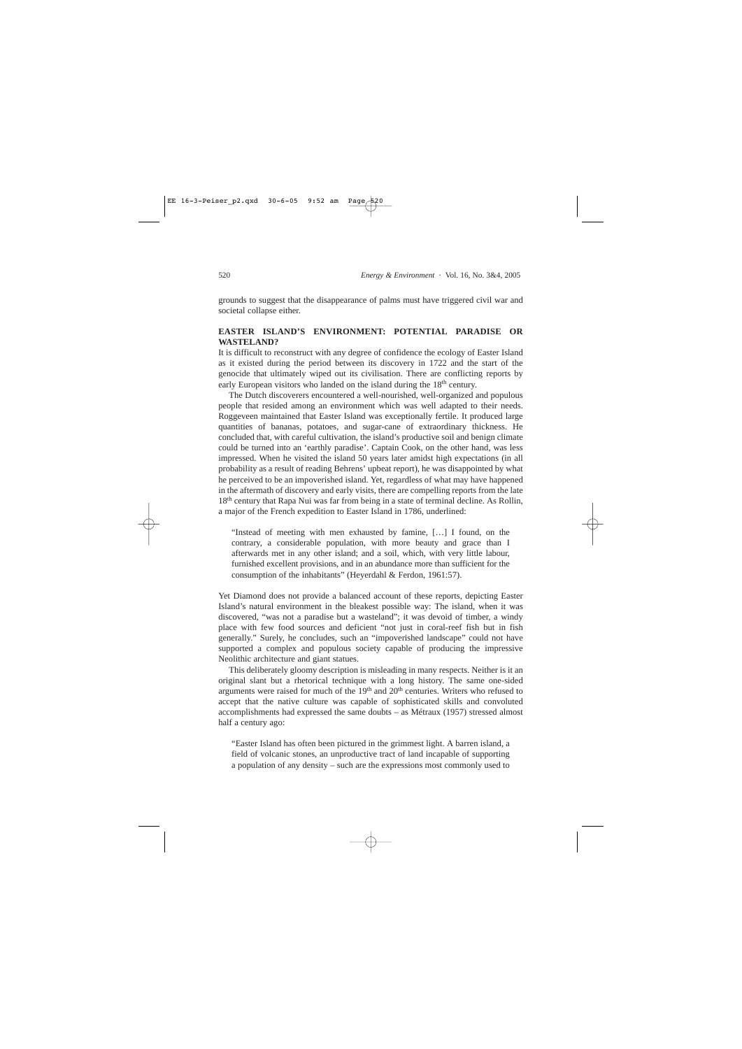grounds to suggest that the disappearance of palms must have triggered civil war and societal collapse either.

## EASTER ISLAND'S ENVIRONMENT: POTENTIAL PARADISE OR WASTELAND?

It is difficult to reconstruct with any degree of confidence the ecology of Easter Island as it existed during the period between its discovery in 1722 and the start of the genocide that ultimately wiped out its civilisation. There are conflicting reports by early European visitors who landed on the island during the 18th century.

The Dutch discoverers encountered a well-nourished, well-organized and populous people that resided among an environment which was well adapted to their needs. Roggeveen maintained that Easter Island was exceptionally fertile. It produced large quantities of bananas, potatoes, and sugar-cane of extraordinary thickness. He concluded that, with careful cultivation, the island's productive soil and benign climate could be turned into an 'earthly paradise'. Captain Cook, on the other hand, was less impressed. When he visited the island 50 years later amidst high expectations (in all probability as a result of reading Behrens' upbeat report), he was disappointed by what he perceived to be an impoverished island. Yet, regardless of what may have happened in the aftermath of discovery and early visits, there are compelling reports from the late 18th century that Rapa Nui was far from being in a state of terminal decline. As Rollin, a major of the French expedition to Easter Island in 1786, underlined:

> "Instead of meeting with men exhausted by famine, […] I found, on the contrary, a considerable population, with more beauty and grace than I afterwards met in any other island; and a soil, which, with very little labour, furnished excellent provisions, and in an abundance more than sufficient for the consumption of the inhabitants" (Heyerdahl & Ferdon, 1961:57).

Yet Diamond does not provide a balanced account of these reports, depicting Easter Island's natural environment in the bleakest possible way: The island, when it was discovered, "was not a paradise but a wasteland"; it was devoid of timber, a windy place with few food sources and deficient "not just in coral-reef fish but in fish generally." Surely, he concludes, such an "impoverished landscape" could not have supported a complex and populous society capable of producing the impressive Neolithic architecture and giant statues.

This deliberately gloomy description is misleading in many respects. Neither is it an original slant but a rhetorical technique with a long history. The same one-sided arguments were raised for much of the 19th and 20th centuries. Writers who refused to accept that the native culture was capable of sophisticated skills and convoluted accomplishments had expressed the same doubts – as Métraux (1957) stressed almost half a century ago:

> "Easter Island has often been pictured in the grimmest light. A barren island, a field of volcanic stones, an unproductive tract of land incapable of supporting a population of any density – such are the expressions most commonly used to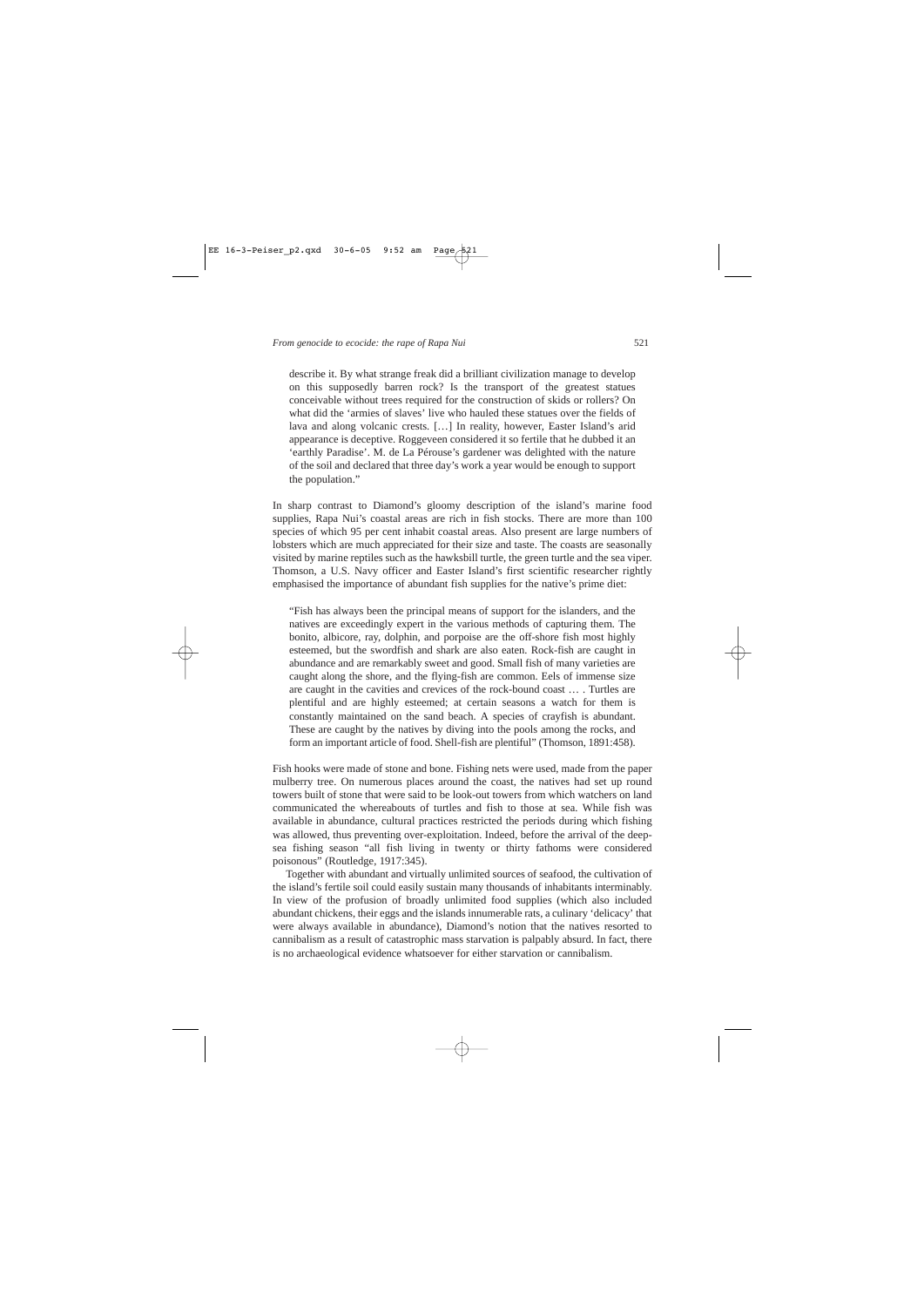> describe it. By what strange freak did a brilliant civilization manage to develop on this supposedly barren rock? Is the transport of the greatest statues conceivable without trees required for the construction of skids or rollers? On what did the 'armies of slaves' live who hauled these statues over the fields of lava and along volcanic crests. […] In reality, however, Easter Island's arid appearance is deceptive. Roggeveen considered it so fertile that he dubbed it an 'earthly Paradise'. M. de La Pérouse's gardener was delighted with the nature of the soil and declared that three day's work a year would be enough to support the population."

In sharp contrast to Diamond's gloomy description of the island's marine food supplies, Rapa Nui's coastal areas are rich in fish stocks. There are more than 100 species of which 95 per cent inhabit coastal areas. Also present are large numbers of lobsters which are much appreciated for their size and taste. The coasts are seasonally visited by marine reptiles such as the hawksbill turtle, the green turtle and the sea viper. Thomson, a U.S. Navy officer and Easter Island's first scientific researcher rightly emphasised the importance of abundant fish supplies for the native's prime diet:

> "Fish has always been the principal means of support for the islanders, and the natives are exceedingly expert in the various methods of capturing them. The bonito, albicore, ray, dolphin, and porpoise are the off-shore fish most highly esteemed, but the swordfish and shark are also eaten. Rock-fish are caught in abundance and are remarkably sweet and good. Small fish of many varieties are caught along the shore, and the flying-fish are common. Eels of immense size are caught in the cavities and crevices of the rock-bound coast … . Turtles are plentiful and are highly esteemed; at certain seasons a watch for them is constantly maintained on the sand beach. A species of crayfish is abundant. These are caught by the natives by diving into the pools among the rocks, and form an important article of food. Shell-fish are plentiful" (Thomson, 1891:458).

Fish hooks were made of stone and bone. Fishing nets were used, made from the paper mulberry tree. On numerous places around the coast, the natives had set up round towers built of stone that were said to be look-out towers from which watchers on land communicated the whereabouts of turtles and fish to those at sea. While fish was available in abundance, cultural practices restricted the periods during which fishing was allowed, thus preventing over-exploitation. Indeed, before the arrival of the deep-sea fishing season "all fish living in twenty or thirty fathoms were considered poisonous" (Routledge, 1917:345).

Together with abundant and virtually unlimited sources of seafood, the cultivation of the island's fertile soil could easily sustain many thousands of inhabitants interminably. In view of the profusion of broadly unlimited food supplies (which also included abundant chickens, their eggs and the islands innumerable rats, a culinary 'delicacy' that were always available in abundance), Diamond's notion that the natives resorted to cannibalism as a result of catastrophic mass starvation is palpably absurd. In fact, there is no archaeological evidence whatsoever for either starvation or cannibalism.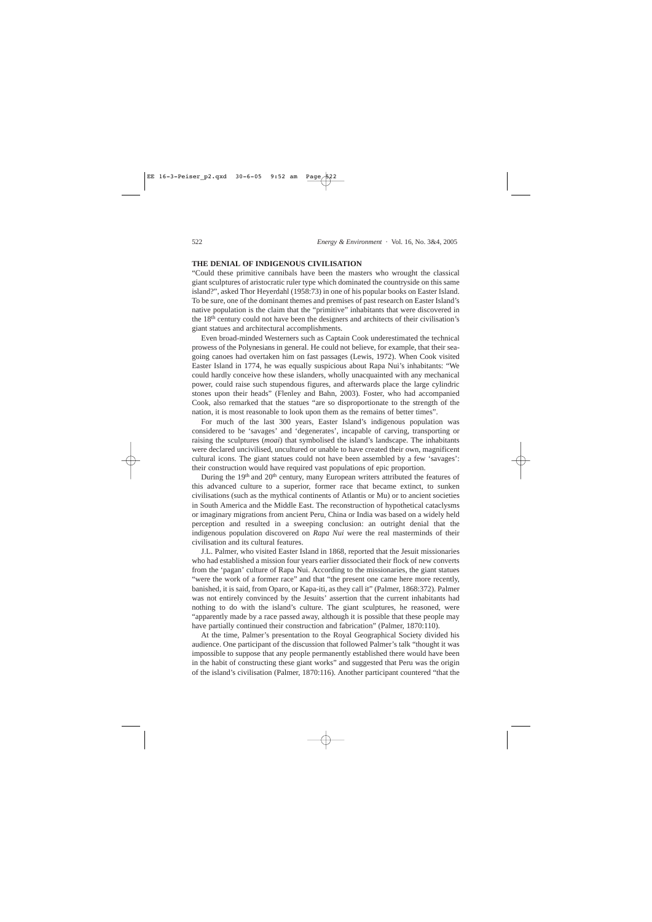### THE DENIAL OF INDIGENOUS CIVILISATION

"Could these primitive cannibals have been the masters who wrought the classical giant sculptures of aristocratic ruler type which dominated the countryside on this same island?", asked Thor Heyerdahl (1958:73) in one of his popular books on Easter Island. To be sure, one of the dominant themes and premises of past research on Easter Island's native population is the claim that the "primitive" inhabitants that were discovered in the 18th century could not have been the designers and architects of their civilisation's giant statues and architectural accomplishments.

Even broad-minded Westerners such as Captain Cook underestimated the technical prowess of the Polynesians in general. He could not believe, for example, that their sea-going canoes had overtaken him on fast passages (Lewis, 1972). When Cook visited Easter Island in 1774, he was equally suspicious about Rapa Nui's inhabitants: "We could hardly conceive how these islanders, wholly unacquainted with any mechanical power, could raise such stupendous figures, and afterwards place the large cylindric stones upon their heads" (Flenley and Bahn, 2003). Foster, who had accompanied Cook, also remarked that the statues "are so disproportionate to the strength of the nation, it is most reasonable to look upon them as the remains of better times".

For much of the last 300 years, Easter Island's indigenous population was considered to be 'savages' and 'degenerates', incapable of carving, transporting or raising the sculptures (*moai*) that symbolised the island's landscape. The inhabitants were declared uncivilised, uncultured or unable to have created their own, magnificent cultural icons. The giant statues could not have been assembled by a few 'savages': their construction would have required vast populations of epic proportion.

During the 19th and 20th century, many European writers attributed the features of this advanced culture to a superior, former race that became extinct, to sunken civilisations (such as the mythical continents of Atlantis or Mu) or to ancient societies in South America and the Middle East. The reconstruction of hypothetical cataclysms or imaginary migrations from ancient Peru, China or India was based on a widely held perception and resulted in a sweeping conclusion: an outright denial that the indigenous population discovered on *Rapa Nui* were the real masterminds of their civilisation and its cultural features.

J.L. Palmer, who visited Easter Island in 1868, reported that the Jesuit missionaries who had established a mission four years earlier dissociated their flock of new converts from the 'pagan' culture of Rapa Nui. According to the missionaries, the giant statues "were the work of a former race" and that "the present one came here more recently, banished, it is said, from Oparo, or Kapa-iti, as they call it" (Palmer, 1868:372). Palmer was not entirely convinced by the Jesuits' assertion that the current inhabitants had nothing to do with the island's culture. The giant sculptures, he reasoned, were "apparently made by a race passed away, although it is possible that these people may have partially continued their construction and fabrication" (Palmer, 1870:110).

At the time, Palmer's presentation to the Royal Geographical Society divided his audience. One participant of the discussion that followed Palmer's talk "thought it was impossible to suppose that any people permanently established there would have been in the habit of constructing these giant works" and suggested that Peru was the origin of the island's civilisation (Palmer, 1870:116). Another participant countered "that the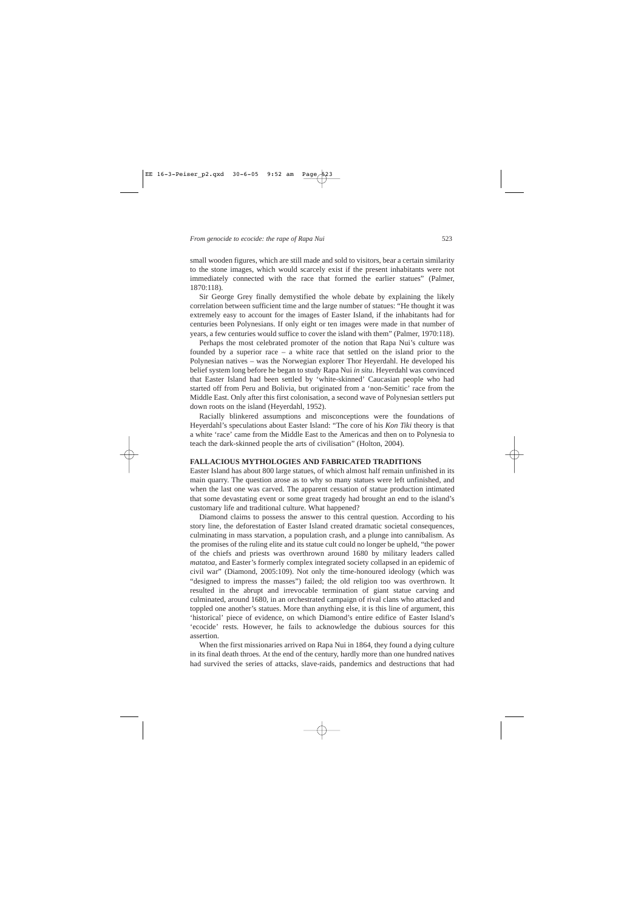small wooden figures, which are still made and sold to visitors, bear a certain similarity to the stone images, which would scarcely exist if the present inhabitants were not immediately connected with the race that formed the earlier statues" (Palmer, 1870:118).

Sir George Grey finally demystified the whole debate by explaining the likely correlation between sufficient time and the large number of statues: "He thought it was extremely easy to account for the images of Easter Island, if the inhabitants had for centuries been Polynesians. If only eight or ten images were made in that number of years, a few centuries would suffice to cover the island with them" (Palmer, 1970:118).

Perhaps the most celebrated promoter of the notion that Rapa Nui's culture was founded by a superior race – a white race that settled on the island prior to the Polynesian natives – was the Norwegian explorer Thor Heyerdahl. He developed his belief system long before he began to study Rapa Nui *in situ*. Heyerdahl was convinced that Easter Island had been settled by 'white-skinned' Caucasian people who had started off from Peru and Bolivia, but originated from a 'non-Semitic' race from the Middle East. Only after this first colonisation, a second wave of Polynesian settlers put down roots on the island (Heyerdahl, 1952).

Racially blinkered assumptions and misconceptions were the foundations of Heyerdahl's speculations about Easter Island: "The core of his *Kon Tiki* theory is that a white 'race' came from the Middle East to the Americas and then on to Polynesia to teach the dark-skinned people the arts of civilisation" (Holton, 2004).

## FALLACIOUS MYTHOLOGIES AND FABRICATED TRADITIONS

Easter Island has about 800 large statues, of which almost half remain unfinished in its main quarry. The question arose as to why so many statues were left unfinished, and when the last one was carved. The apparent cessation of statue production intimated that some devastating event or some great tragedy had brought an end to the island's customary life and traditional culture. What happened?

Diamond claims to possess the answer to this central question. According to his story line, the deforestation of Easter Island created dramatic societal consequences, culminating in mass starvation, a population crash, and a plunge into cannibalism. As the promises of the ruling elite and its statue cult could no longer be upheld, "the power of the chiefs and priests was overthrown around 1680 by military leaders called *matatoa*, and Easter's formerly complex integrated society collapsed in an epidemic of civil war" (Diamond, 2005:109). Not only the time-honoured ideology (which was "designed to impress the masses") failed; the old religion too was overthrown. It resulted in the abrupt and irrevocable termination of giant statue carving and culminated, around 1680, in an orchestrated campaign of rival clans who attacked and toppled one another's statues. More than anything else, it is this line of argument, this 'historical' piece of evidence, on which Diamond's entire edifice of Easter Island's 'ecocide' rests. However, he fails to acknowledge the dubious sources for this assertion.

When the first missionaries arrived on Rapa Nui in 1864, they found a dying culture in its final death throes. At the end of the century, hardly more than one hundred natives had survived the series of attacks, slave-raids, pandemics and destructions that had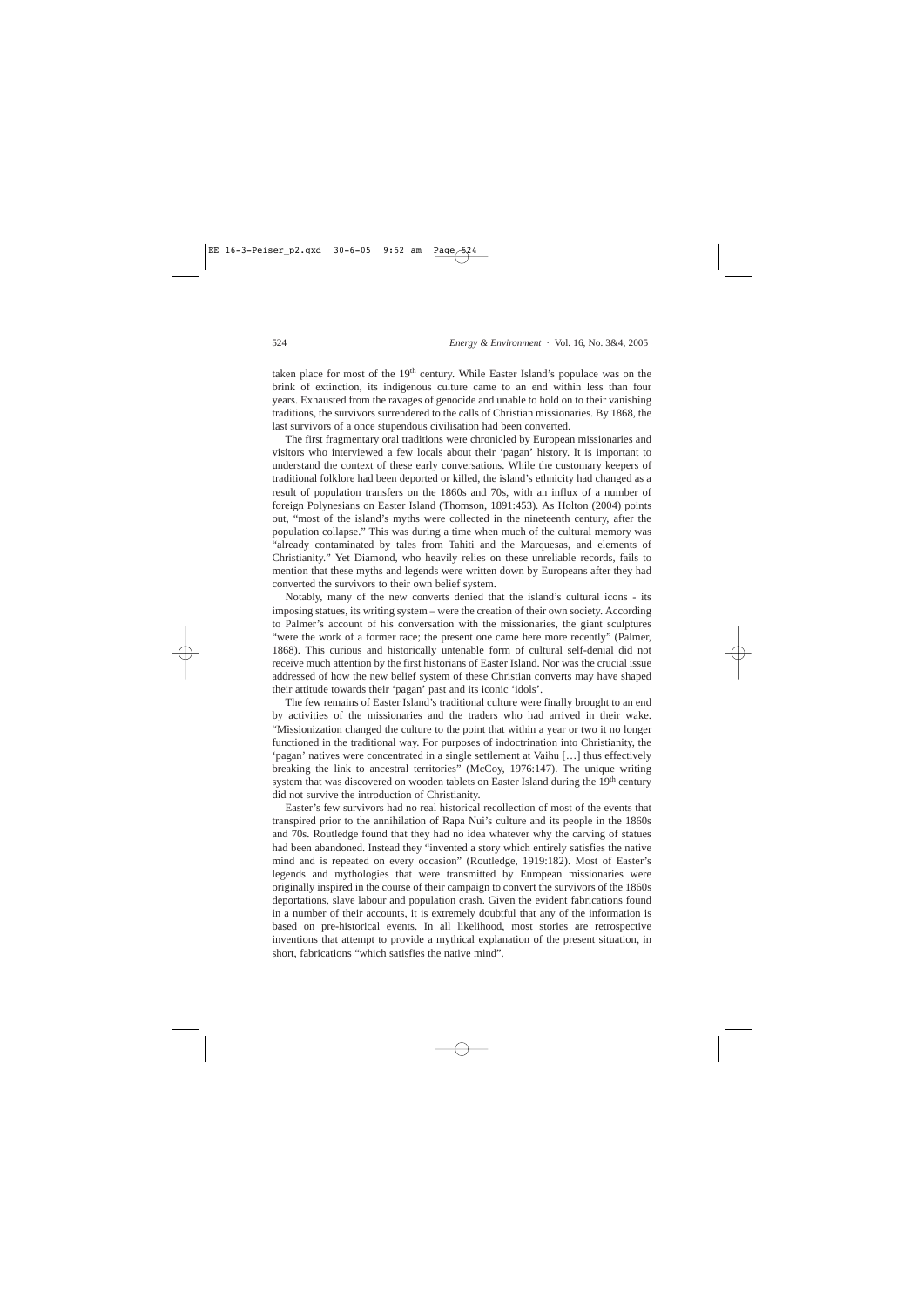taken place for most of the 19th century. While Easter Island's populace was on the brink of extinction, its indigenous culture came to an end within less than four years. Exhausted from the ravages of genocide and unable to hold on to their vanishing traditions, the survivors surrendered to the calls of Christian missionaries. By 1868, the last survivors of a once stupendous civilisation had been converted.

The first fragmentary oral traditions were chronicled by European missionaries and visitors who interviewed a few locals about their 'pagan' history. It is important to understand the context of these early conversations. While the customary keepers of traditional folklore had been deported or killed, the island's ethnicity had changed as a result of population transfers on the 1860s and 70s, with an influx of a number of foreign Polynesians on Easter Island (Thomson, 1891:453). As Holton (2004) points out, "most of the island's myths were collected in the nineteenth century, after the population collapse." This was during a time when much of the cultural memory was "already contaminated by tales from Tahiti and the Marquesas, and elements of Christianity." Yet Diamond, who heavily relies on these unreliable records, fails to mention that these myths and legends were written down by Europeans after they had converted the survivors to their own belief system.

Notably, many of the new converts denied that the island's cultural icons - its imposing statues, its writing system – were the creation of their own society. According to Palmer's account of his conversation with the missionaries, the giant sculptures "were the work of a former race; the present one came here more recently" (Palmer, 1868). This curious and historically untenable form of cultural self-denial did not receive much attention by the first historians of Easter Island. Nor was the crucial issue addressed of how the new belief system of these Christian converts may have shaped their attitude towards their 'pagan' past and its iconic 'idols'.

The few remains of Easter Island's traditional culture were finally brought to an end by activities of the missionaries and the traders who had arrived in their wake. "Missionization changed the culture to the point that within a year or two it no longer functioned in the traditional way. For purposes of indoctrination into Christianity, the 'pagan' natives were concentrated in a single settlement at Vaihu […] thus effectively breaking the link to ancestral territories" (McCoy, 1976:147). The unique writing system that was discovered on wooden tablets on Easter Island during the 19th century did not survive the introduction of Christianity.

Easter's few survivors had no real historical recollection of most of the events that transpired prior to the annihilation of Rapa Nui's culture and its people in the 1860s and 70s. Routledge found that they had no idea whatever why the carving of statues had been abandoned. Instead they "invented a story which entirely satisfies the native mind and is repeated on every occasion" (Routledge, 1919:182). Most of Easter's legends and mythologies that were transmitted by European missionaries were originally inspired in the course of their campaign to convert the survivors of the 1860s deportations, slave labour and population crash. Given the evident fabrications found in a number of their accounts, it is extremely doubtful that any of the information is based on pre-historical events. In all likelihood, most stories are retrospective inventions that attempt to provide a mythical explanation of the present situation, in short, fabrications "which satisfies the native mind".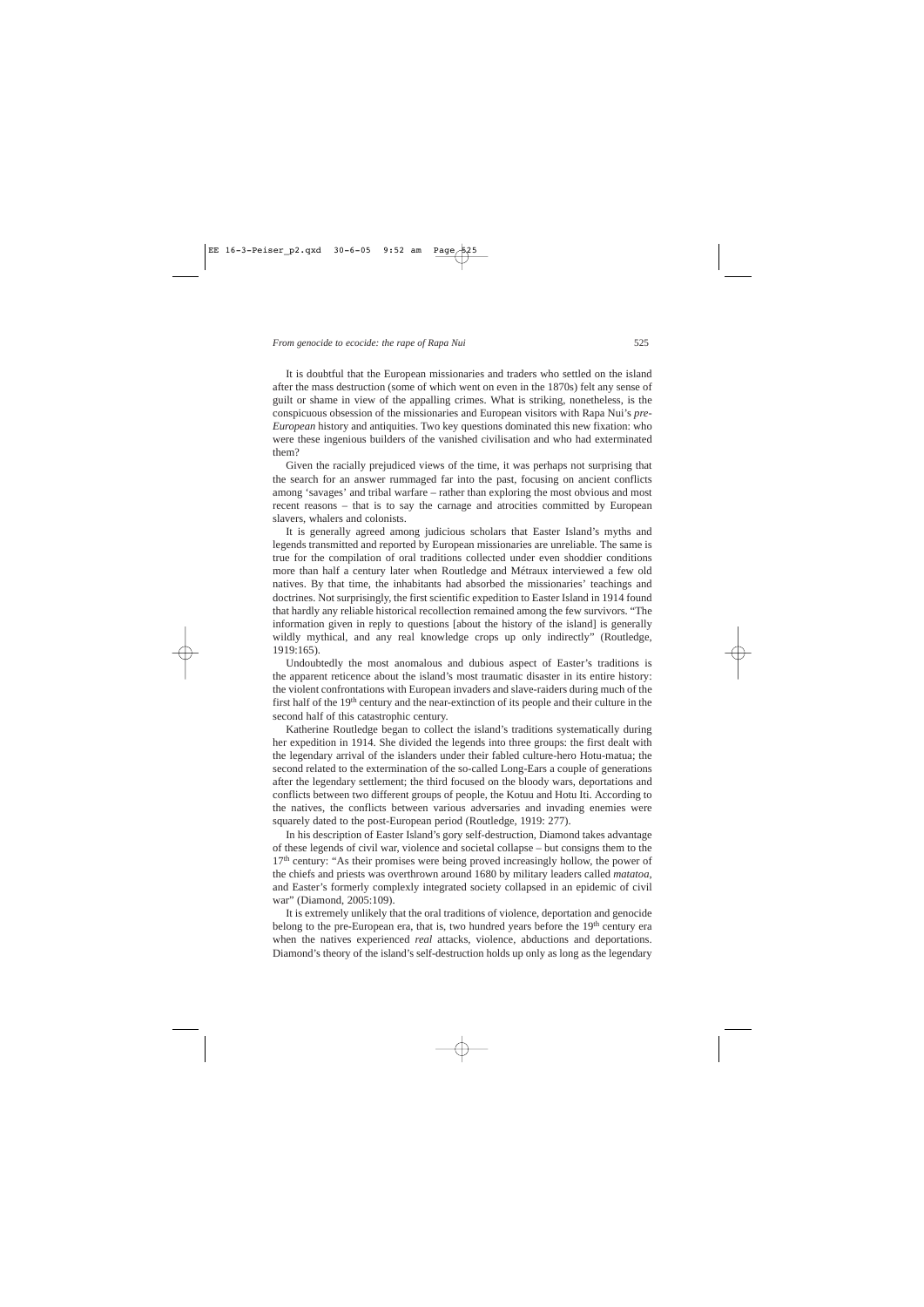It is doubtful that the European missionaries and traders who settled on the island after the mass destruction (some of which went on even in the 1870s) felt any sense of guilt or shame in view of the appalling crimes. What is striking, nonetheless, is the conspicuous obsession of the missionaries and European visitors with Rapa Nui's *pre-European* history and antiquities. Two key questions dominated this new fixation: who were these ingenious builders of the vanished civilisation and who had exterminated them?

Given the racially prejudiced views of the time, it was perhaps not surprising that the search for an answer rummaged far into the past, focusing on ancient conflicts among 'savages' and tribal warfare – rather than exploring the most obvious and most recent reasons – that is to say the carnage and atrocities committed by European slavers, whalers and colonists.

It is generally agreed among judicious scholars that Easter Island's myths and legends transmitted and reported by European missionaries are unreliable. The same is true for the compilation of oral traditions collected under even shoddier conditions more than half a century later when Routledge and Métraux interviewed a few old natives. By that time, the inhabitants had absorbed the missionaries' teachings and doctrines. Not surprisingly, the first scientific expedition to Easter Island in 1914 found that hardly any reliable historical recollection remained among the few survivors. "The information given in reply to questions [about the history of the island] is generally wildly mythical, and any real knowledge crops up only indirectly" (Routledge, 1919:165).

Undoubtedly the most anomalous and dubious aspect of Easter's traditions is the apparent reticence about the island's most traumatic disaster in its entire history: the violent confrontations with European invaders and slave-raiders during much of the first half of the 19th century and the near-extinction of its people and their culture in the second half of this catastrophic century.

Katherine Routledge began to collect the island's traditions systematically during her expedition in 1914. She divided the legends into three groups: the first dealt with the legendary arrival of the islanders under their fabled culture-hero Hotu-matua; the second related to the extermination of the so-called Long-Ears a couple of generations after the legendary settlement; the third focused on the bloody wars, deportations and conflicts between two different groups of people, the Kotuu and Hotu Iti. According to the natives, the conflicts between various adversaries and invading enemies were squarely dated to the post-European period (Routledge, 1919: 277).

In his description of Easter Island's gory self-destruction, Diamond takes advantage of these legends of civil war, violence and societal collapse – but consigns them to the 17th century: "As their promises were being proved increasingly hollow, the power of the chiefs and priests was overthrown around 1680 by military leaders called *matatoa*, and Easter's formerly complexly integrated society collapsed in an epidemic of civil war" (Diamond, 2005:109).

It is extremely unlikely that the oral traditions of violence, deportation and genocide belong to the pre-European era, that is, two hundred years before the 19th century era when the natives experienced *real* attacks, violence, abductions and deportations. Diamond's theory of the island's self-destruction holds up only as long as the legendary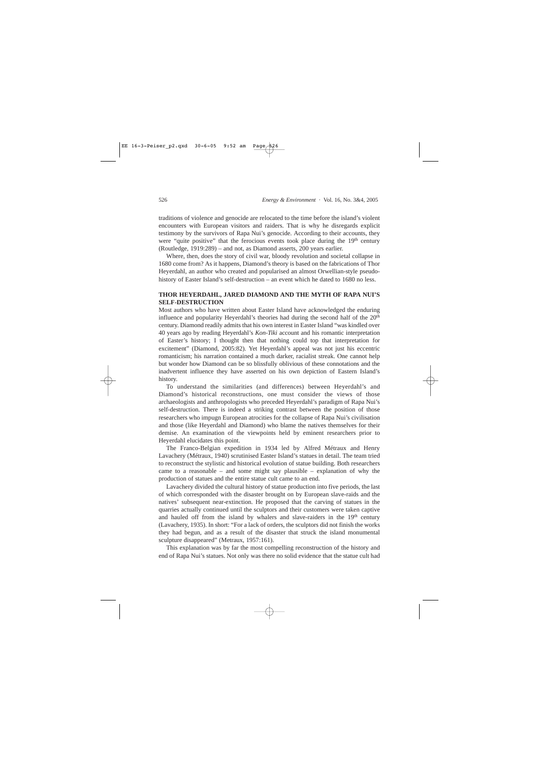traditions of violence and genocide are relocated to the time before the island's violent encounters with European visitors and raiders. That is why he disregards explicit testimony by the survivors of Rapa Nui's genocide. According to their accounts, they were "quite positive" that the ferocious events took place during the 19th century (Routledge, 1919:289) – and not, as Diamond asserts, 200 years earlier.

Where, then, does the story of civil war, bloody revolution and societal collapse in 1680 come from? As it happens, Diamond's theory is based on the fabrications of Thor Heyerdahl, an author who created and popularised an almost Orwellian-style pseudo-history of Easter Island's self-destruction – an event which he dated to 1680 no less.

## THOR HEYERDAHL, JARED DIAMOND AND THE MYTH OF RAPA NUI'S SELF-DESTRUCTION

Most authors who have written about Easter Island have acknowledged the enduring influence and popularity Heyerdahl's theories had during the second half of the 20th century. Diamond readily admits that his own interest in Easter Island "was kindled over 40 years ago by reading Heyerdahl's *Kon-Tiki* account and his romantic interpretation of Easter's history; I thought then that nothing could top that interpretation for excitement" (Diamond, 2005:82). Yet Heyerdahl's appeal was not just his eccentric romanticism; his narration contained a much darker, racialist streak. One cannot help but wonder how Diamond can be so blissfully oblivious of these connotations and the inadvertent influence they have asserted on his own depiction of Eastern Island's history.

To understand the similarities (and differences) between Heyerdahl's and Diamond's historical reconstructions, one must consider the views of those archaeologists and anthropologists who preceded Heyerdahl's paradigm of Rapa Nui's self-destruction. There is indeed a striking contrast between the position of those researchers who impugn European atrocities for the collapse of Rapa Nui's civilisation and those (like Heyerdahl and Diamond) who blame the natives themselves for their demise. An examination of the viewpoints held by eminent researchers prior to Heyerdahl elucidates this point.

The Franco-Belgian expedition in 1934 led by Alfred Métraux and Henry Lavachery (Métraux, 1940) scrutinised Easter Island's statues in detail. The team tried to reconstruct the stylistic and historical evolution of statue building. Both researchers came to a reasonable – and some might say plausible – explanation of why the production of statues and the entire statue cult came to an end.

Lavachery divided the cultural history of statue production into five periods, the last of which corresponded with the disaster brought on by European slave-raids and the natives' subsequent near-extinction. He proposed that the carving of statues in the quarries actually continued until the sculptors and their customers were taken captive and hauled off from the island by whalers and slave-raiders in the 19th century (Lavachery, 1935). In short: "For a lack of orders, the sculptors did not finish the works they had begun, and as a result of the disaster that struck the island monumental sculpture disappeared" (Metraux, 1957:161).

This explanation was by far the most compelling reconstruction of the history and end of Rapa Nui's statues. Not only were there no solid evidence that the statue cult had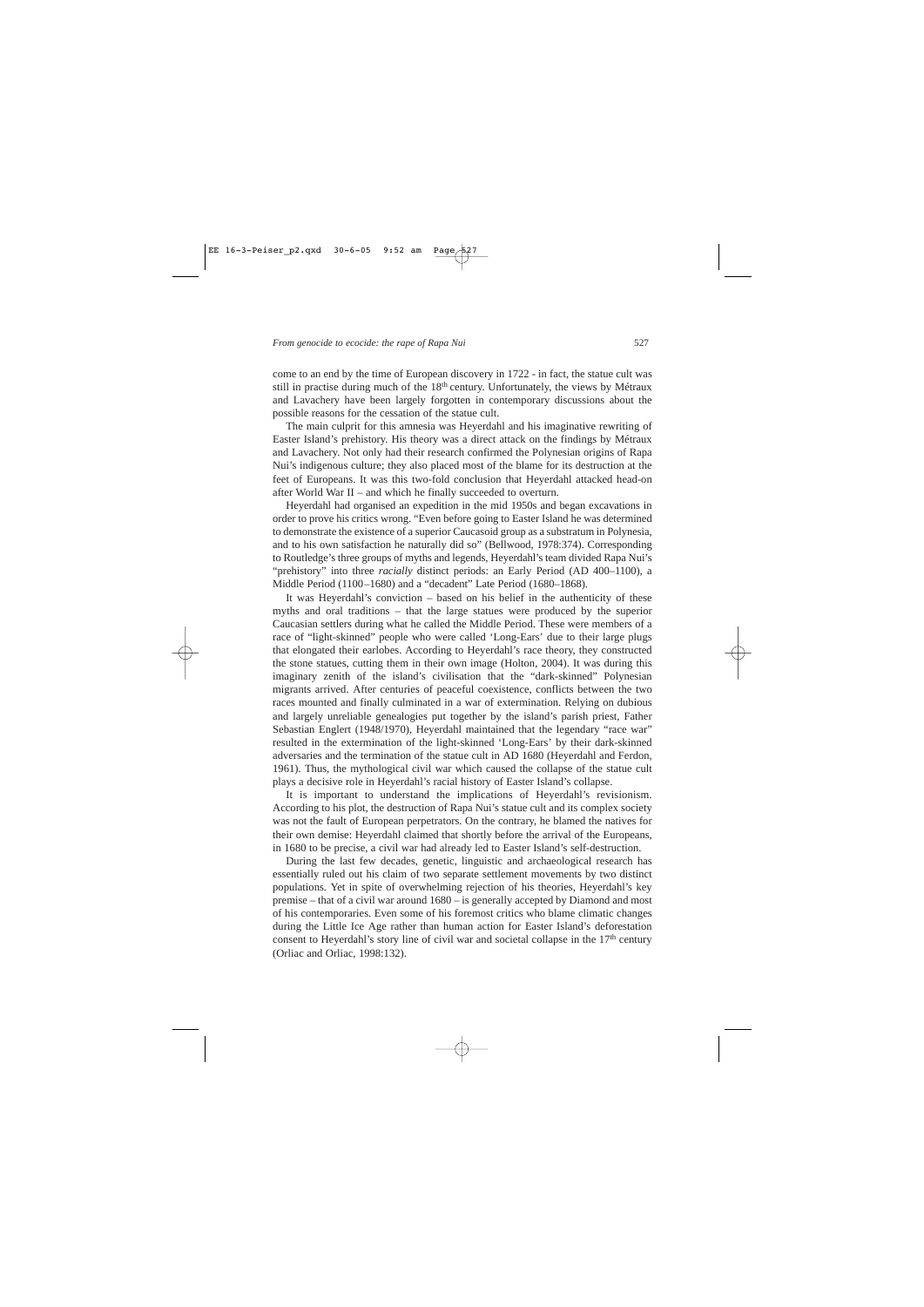come to an end by the time of European discovery in 1722 - in fact, the statue cult was still in practise during much of the 18th century. Unfortunately, the views by Métraux and Lavachery have been largely forgotten in contemporary discussions about the possible reasons for the cessation of the statue cult.

The main culprit for this amnesia was Heyerdahl and his imaginative rewriting of Easter Island's prehistory. His theory was a direct attack on the findings by Métraux and Lavachery. Not only had their research confirmed the Polynesian origins of Rapa Nui's indigenous culture; they also placed most of the blame for its destruction at the feet of Europeans. It was this two-fold conclusion that Heyerdahl attacked head-on after World War II – and which he finally succeeded to overturn.

Heyerdahl had organised an expedition in the mid 1950s and began excavations in order to prove his critics wrong. "Even before going to Easter Island he was determined to demonstrate the existence of a superior Caucasoid group as a substratum in Polynesia, and to his own satisfaction he naturally did so" (Bellwood, 1978:374). Corresponding to Routledge's three groups of myths and legends, Heyerdahl's team divided Rapa Nui's "prehistory" into three *racially* distinct periods: an Early Period (AD 400–1100), a Middle Period (1100–1680) and a "decadent" Late Period (1680–1868).

It was Heyerdahl's conviction – based on his belief in the authenticity of these myths and oral traditions – that the large statues were produced by the superior Caucasian settlers during what he called the Middle Period. These were members of a race of "light-skinned" people who were called 'Long-Ears' due to their large plugs that elongated their earlobes. According to Heyerdahl's race theory, they constructed the stone statues, cutting them in their own image (Holton, 2004). It was during this imaginary zenith of the island's civilisation that the "dark-skinned" Polynesian migrants arrived. After centuries of peaceful coexistence, conflicts between the two races mounted and finally culminated in a war of extermination. Relying on dubious and largely unreliable genealogies put together by the island's parish priest, Father Sebastian Englert (1948/1970), Heyerdahl maintained that the legendary "race war" resulted in the extermination of the light-skinned 'Long-Ears' by their dark-skinned adversaries and the termination of the statue cult in AD 1680 (Heyerdahl and Ferdon, 1961). Thus, the mythological civil war which caused the collapse of the statue cult plays a decisive role in Heyerdahl's racial history of Easter Island's collapse.

It is important to understand the implications of Heyerdahl's revisionism. According to his plot, the destruction of Rapa Nui's statue cult and its complex society was not the fault of European perpetrators. On the contrary, he blamed the natives for their own demise: Heyerdahl claimed that shortly before the arrival of the Europeans, in 1680 to be precise, a civil war had already led to Easter Island's self-destruction.

During the last few decades, genetic, linguistic and archaeological research has essentially ruled out his claim of two separate settlement movements by two distinct populations. Yet in spite of overwhelming rejection of his theories, Heyerdahl's key premise – that of a civil war around 1680 – is generally accepted by Diamond and most of his contemporaries. Even some of his foremost critics who blame climatic changes during the Little Ice Age rather than human action for Easter Island's deforestation consent to Heyerdahl's story line of civil war and societal collapse in the 17th century (Orliac and Orliac, 1998:132).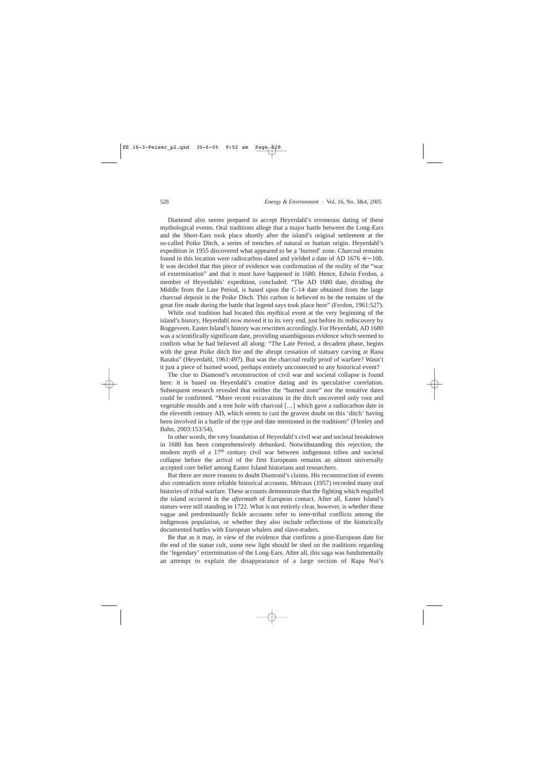Diamond also seems prepared to accept Heyerdahl's erroneous dating of these mythological events. Oral traditions allege that a major battle between the Long-Ears and the Short-Ears took place shortly after the island's original settlement at the so-called Poike Ditch, a series of trenches of natural or human origin. Heyerdahl's expedition in 1955 discovered what appeared to be a 'burned' zone. Charcoal remains found in this location were radiocarbon-dated and yielded a date of AD 1676 +/− 100. It was decided that this piece of evidence was confirmation of the reality of the "war of extermination" and that it must have happened in 1680. Hence, Edwin Ferdon, a member of Heyerdahls' expedition, concluded: "The AD 1680 date, dividing the Middle from the Late Period, is based upon the C-14 date obtained from the large charcoal deposit in the Poike Ditch. This carbon is believed to be the remains of the great fire made during the battle that legend says took place here" (Ferdon, 1961:527).

While oral tradition had located this mythical event at the very beginning of the island's history, Heyerdahl now moved it to its very end, just before its rediscovery by Roggeveen. Easter Island's history was rewritten accordingly. For Heyerdahl, AD 1680 was a scientifically significant date, providing unambiguous evidence which seemed to confirm what he had believed all along: "The Late Period, a decadent phase, begins with the great Poike ditch fire and the abrupt cessation of statuary carving at Rana Raraku" (Heyerdahl, 1961:497). But was the charcoal really proof of warfare? Wasn't it just a piece of burned wood, perhaps entirely unconnected to any historical event?

The clue to Diamond's reconstruction of civil war and societal collapse is found here: it is based on Heyerdahl's creative dating and its speculative correlation. Subsequent research revealed that neither the "burned zone" nor the tentative dates could be confirmed. "More recent excavations in the ditch uncovered only root and vegetable moulds and a tree hole with charcoal […] which gave a radiocarbon date in the eleventh century AD, which seems to cast the gravest doubt on this 'ditch' having been involved in a battle of the type and date mentioned in the traditions" (Flenley and Bahn, 2003:153/54).

In other words, the very foundation of Heyerdahl's civil war and societal breakdown in 1680 has been comprehensively debunked. Notwithstanding this rejection, the modern myth of a 17$^{th}$ century civil war between indigenous tribes and societal collapse before the arrival of the first Europeans remains an almost universally accepted core belief among Easter Island historians and researchers.

But there are more reasons to doubt Diamond's claims. His reconstruction of events also contradicts more reliable historical accounts. Métraux (1957) recorded many oral histories of tribal warfare. These accounts demonstrate that the fighting which engulfed the island occurred in the *aftermath* of European contact. After all, Easter Island's statues were still standing in 1722. What is not entirely clear, however, is whether these vague and predominantly fickle accounts refer to inter-tribal conflicts among the indigenous population, or whether they also include reflections of the historically documented battles with European whalers and slave-traders.

Be that as it may, in view of the evidence that confirms a post-European date for the end of the statue cult, some new light should be shed on the traditions regarding the 'legendary' extermination of the Long-Ears. After all, this saga was fundamentally an attempt to explain the disappearance of a large section of Rapa Nui's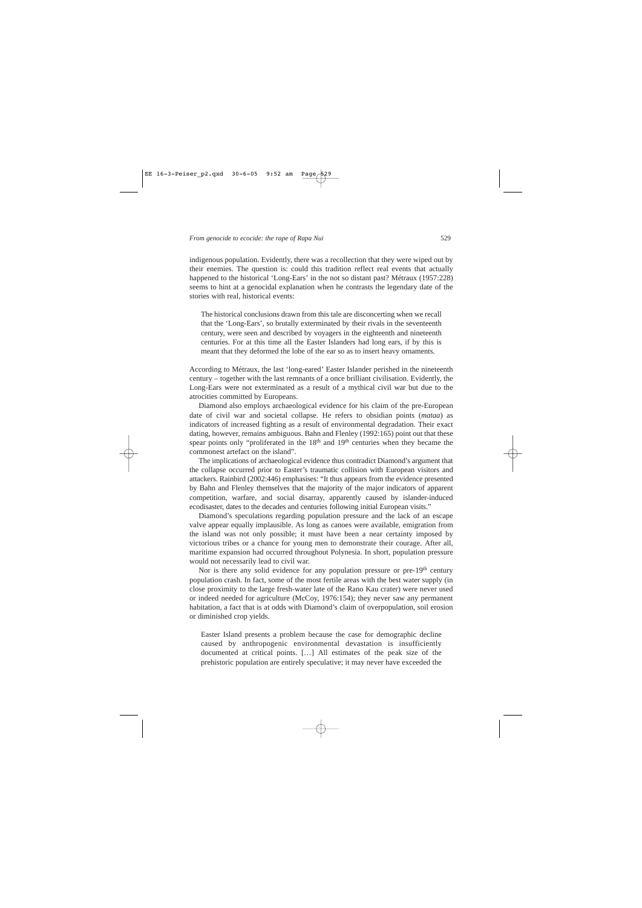indigenous population. Evidently, there was a recollection that they were wiped out by their enemies. The question is: could this tradition reflect real events that actually happened to the historical 'Long-Ears' in the not so distant past? Métraux (1957:228) seems to hint at a genocidal explanation when he contrasts the legendary date of the stories with real, historical events:

> The historical conclusions drawn from this tale are disconcerting when we recall that the 'Long-Ears', so brutally exterminated by their rivals in the seventeenth century, were seen and described by voyagers in the eighteenth and nineteenth centuries. For at this time all the Easter Islanders had long ears, if by this is meant that they deformed the lobe of the ear so as to insert heavy ornaments.

According to Métraux, the last 'long-eared' Easter Islander perished in the nineteenth century – together with the last remnants of a once brilliant civilisation. Evidently, the Long-Ears were not exterminated as a result of a mythical civil war but due to the atrocities committed by Europeans.

Diamond also employs archaeological evidence for his claim of the pre-European date of civil war and societal collapse. He refers to obsidian points (*mataa*) as indicators of increased fighting as a result of environmental degradation. Their exact dating, however, remains ambiguous. Bahn and Flenley (1992:165) point out that these spear points only "proliferated in the 18th and 19th centuries when they became the commonest artefact on the island".

The implications of archaeological evidence thus contradict Diamond's argument that the collapse occurred prior to Easter's traumatic collision with European visitors and attackers. Rainbird (2002:446) emphasises: "It thus appears from the evidence presented by Bahn and Flenley themselves that the majority of the major indicators of apparent competition, warfare, and social disarray, apparently caused by islander-induced ecodisaster, dates to the decades and centuries following initial European visits."

Diamond's speculations regarding population pressure and the lack of an escape valve appear equally implausible. As long as canoes were available, emigration from the island was not only possible; it must have been a near certainty imposed by victorious tribes or a chance for young men to demonstrate their courage. After all, maritime expansion had occurred throughout Polynesia. In short, population pressure would not necessarily lead to civil war.

Nor is there any solid evidence for any population pressure or pre-19th century population crash. In fact, some of the most fertile areas with the best water supply (in close proximity to the large fresh-water late of the Rano Kau crater) were never used or indeed needed for agriculture (McCoy, 1976:154); they never saw any permanent habitation, a fact that is at odds with Diamond's claim of overpopulation, soil erosion or diminished crop yields.

> Easter Island presents a problem because the case for demographic decline caused by anthropogenic environmental devastation is insufficiently documented at critical points. […] All estimates of the peak size of the prehistoric population are entirely speculative; it may never have exceeded the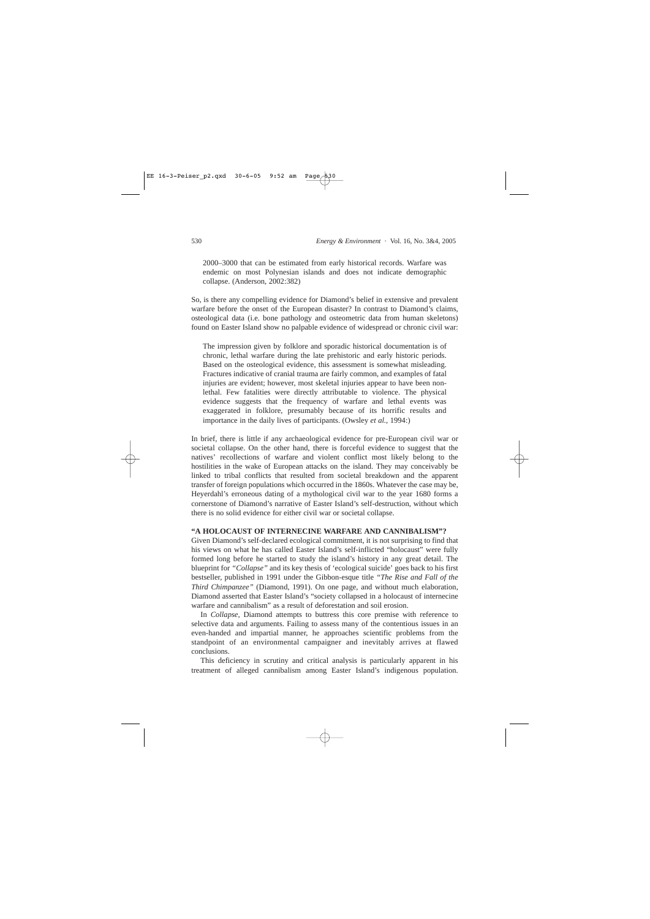2000–3000 that can be estimated from early historical records. Warfare was endemic on most Polynesian islands and does not indicate demographic collapse. (Anderson, 2002:382)

So, is there any compelling evidence for Diamond's belief in extensive and prevalent warfare before the onset of the European disaster? In contrast to Diamond's claims, osteological data (i.e. bone pathology and osteometric data from human skeletons) found on Easter Island show no palpable evidence of widespread or chronic civil war:

> The impression given by folklore and sporadic historical documentation is of chronic, lethal warfare during the late prehistoric and early historic periods. Based on the osteological evidence, this assessment is somewhat misleading. Fractures indicative of cranial trauma are fairly common, and examples of fatal injuries are evident; however, most skeletal injuries appear to have been non-lethal. Few fatalities were directly attributable to violence. The physical evidence suggests that the frequency of warfare and lethal events was exaggerated in folklore, presumably because of its horrific results and importance in the daily lives of participants. (Owsley *et al.,* 1994:)

In brief, there is little if any archaeological evidence for pre-European civil war or societal collapse. On the other hand, there is forceful evidence to suggest that the natives' recollections of warfare and violent conflict most likely belong to the hostilities in the wake of European attacks on the island. They may conceivably be linked to tribal conflicts that resulted from societal breakdown and the apparent transfer of foreign populations which occurred in the 1860s. Whatever the case may be, Heyerdahl's erroneous dating of a mythological civil war to the year 1680 forms a cornerstone of Diamond's narrative of Easter Island's self-destruction, without which there is no solid evidence for either civil war or societal collapse.

## "A HOLOCAUST OF INTERNECINE WARFARE AND CANNIBALISM"?

Given Diamond's self-declared ecological commitment, it is not surprising to find that his views on what he has called Easter Island's self-inflicted "holocaust" were fully formed long before he started to study the island's history in any great detail. The blueprint for *"Collapse"* and its key thesis of 'ecological suicide' goes back to his first bestseller, published in 1991 under the Gibbon-esque title *"The Rise and Fall of the Third Chimpanzee"* (Diamond, 1991). On one page, and without much elaboration, Diamond asserted that Easter Island's "society collapsed in a holocaust of internecine warfare and cannibalism" as a result of deforestation and soil erosion.

In *Collapse*, Diamond attempts to buttress this core premise with reference to selective data and arguments. Failing to assess many of the contentious issues in an even-handed and impartial manner, he approaches scientific problems from the standpoint of an environmental campaigner and inevitably arrives at flawed conclusions.

This deficiency in scrutiny and critical analysis is particularly apparent in his treatment of alleged cannibalism among Easter Island's indigenous population.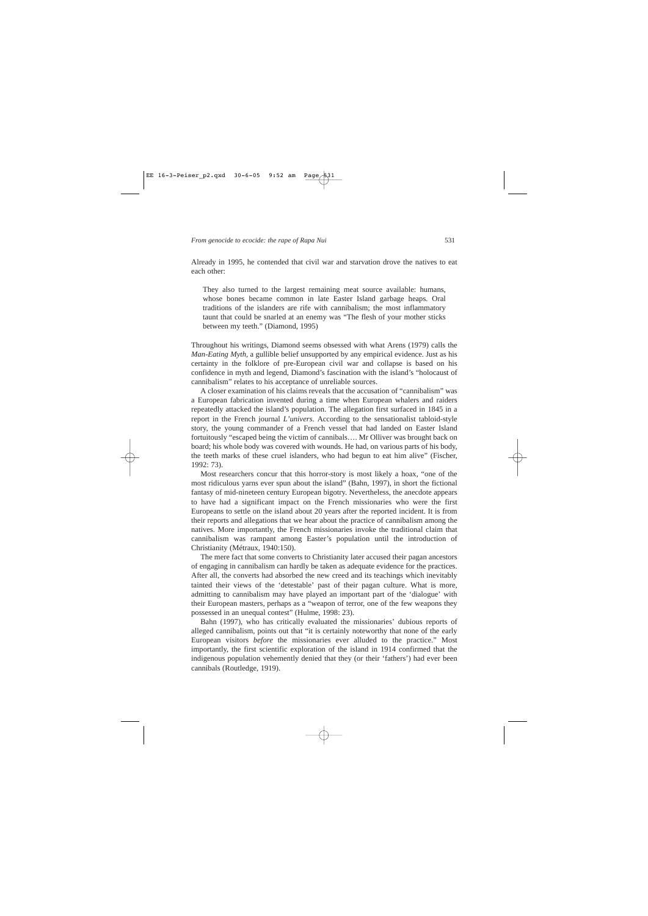Already in 1995, he contended that civil war and starvation drove the natives to eat each other:

> They also turned to the largest remaining meat source available: humans, whose bones became common in late Easter Island garbage heaps. Oral traditions of the islanders are rife with cannibalism; the most inflammatory taunt that could be snarled at an enemy was "The flesh of your mother sticks between my teeth." (Diamond, 1995)

Throughout his writings, Diamond seems obsessed with what Arens (1979) calls the *Man-Eating Myth*, a gullible belief unsupported by any empirical evidence. Just as his certainty in the folklore of pre-European civil war and collapse is based on his confidence in myth and legend, Diamond's fascination with the island's "holocaust of cannibalism" relates to his acceptance of unreliable sources.

A closer examination of his claims reveals that the accusation of "cannibalism" was a European fabrication invented during a time when European whalers and raiders repeatedly attacked the island's population. The allegation first surfaced in 1845 in a report in the French journal *L'univers*. According to the sensationalist tabloid-style story, the young commander of a French vessel that had landed on Easter Island fortuitously "escaped being the victim of cannibals…. Mr Olliver was brought back on board; his whole body was covered with wounds. He had, on various parts of his body, the teeth marks of these cruel islanders, who had begun to eat him alive" (Fischer, 1992: 73).

Most researchers concur that this horror-story is most likely a hoax, "one of the most ridiculous yarns ever spun about the island" (Bahn, 1997), in short the fictional fantasy of mid-nineteen century European bigotry. Nevertheless, the anecdote appears to have had a significant impact on the French missionaries who were the first Europeans to settle on the island about 20 years after the reported incident. It is from their reports and allegations that we hear about the practice of cannibalism among the natives. More importantly, the French missionaries invoke the traditional claim that cannibalism was rampant among Easter's population until the introduction of Christianity (Métraux, 1940:150).

The mere fact that some converts to Christianity later accused their pagan ancestors of engaging in cannibalism can hardly be taken as adequate evidence for the practices. After all, the converts had absorbed the new creed and its teachings which inevitably tainted their views of the 'detestable' past of their pagan culture. What is more, admitting to cannibalism may have played an important part of the 'dialogue' with their European masters, perhaps as a "weapon of terror, one of the few weapons they possessed in an unequal contest" (Hulme, 1998: 23).

Bahn (1997), who has critically evaluated the missionaries' dubious reports of alleged cannibalism, points out that "it is certainly noteworthy that none of the early European visitors *before* the missionaries ever alluded to the practice." Most importantly, the first scientific exploration of the island in 1914 confirmed that the indigenous population vehemently denied that they (or their 'fathers') had ever been cannibals (Routledge, 1919).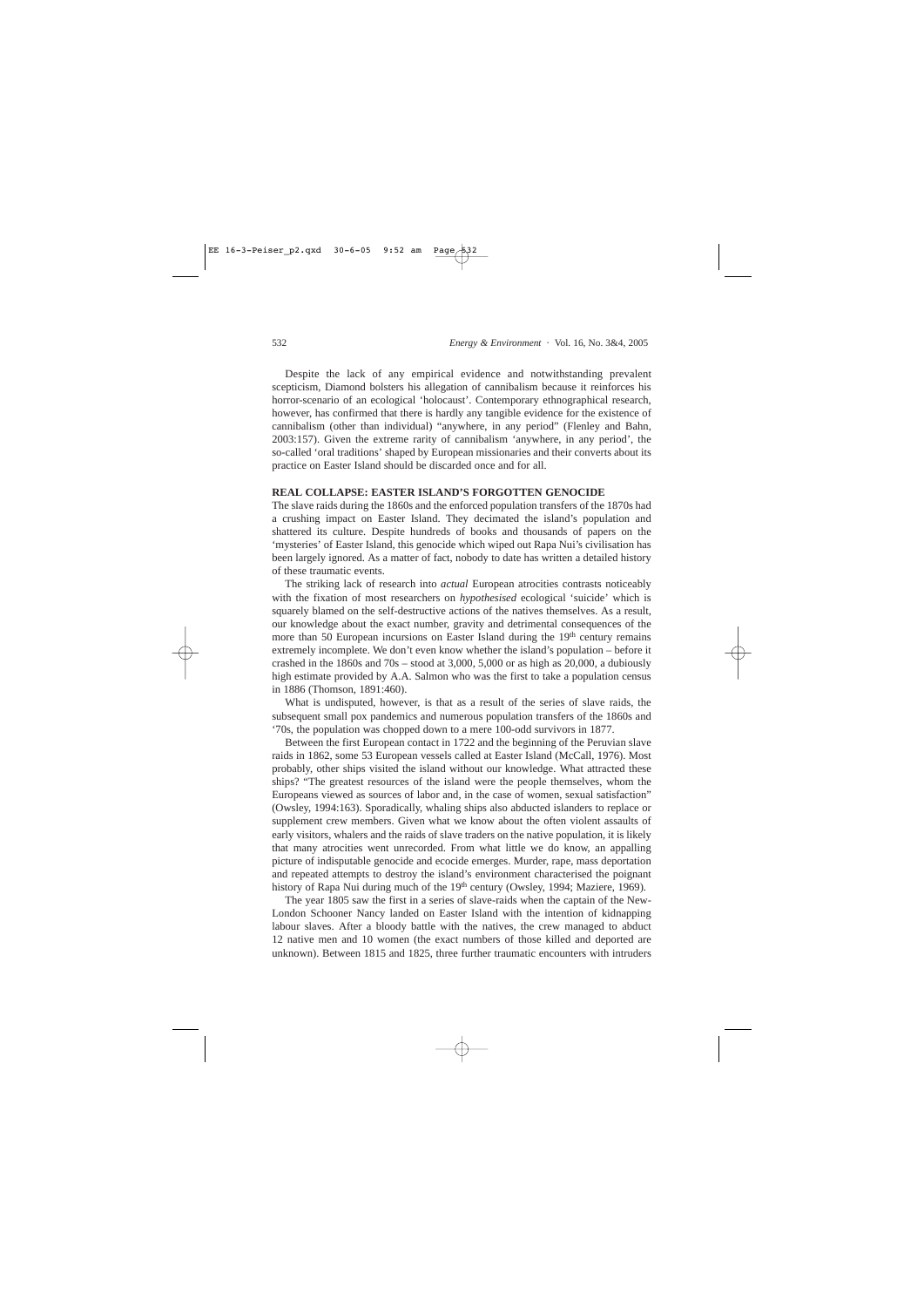Despite the lack of any empirical evidence and notwithstanding prevalent scepticism, Diamond bolsters his allegation of cannibalism because it reinforces his horror-scenario of an ecological 'holocaust'. Contemporary ethnographical research, however, has confirmed that there is hardly any tangible evidence for the existence of cannibalism (other than individual) "anywhere, in any period" (Flenley and Bahn, 2003:157). Given the extreme rarity of cannibalism 'anywhere, in any period', the so-called 'oral traditions' shaped by European missionaries and their converts about its practice on Easter Island should be discarded once and for all.

## REAL COLLAPSE: EASTER ISLAND'S FORGOTTEN GENOCIDE

The slave raids during the 1860s and the enforced population transfers of the 1870s had a crushing impact on Easter Island. They decimated the island's population and shattered its culture. Despite hundreds of books and thousands of papers on the 'mysteries' of Easter Island, this genocide which wiped out Rapa Nui's civilisation has been largely ignored. As a matter of fact, nobody to date has written a detailed history of these traumatic events.

The striking lack of research into *actual* European atrocities contrasts noticeably with the fixation of most researchers on *hypothesised* ecological 'suicide' which is squarely blamed on the self-destructive actions of the natives themselves. As a result, our knowledge about the exact number, gravity and detrimental consequences of the more than 50 European incursions on Easter Island during the 19th century remains extremely incomplete. We don't even know whether the island's population – before it crashed in the 1860s and 70s – stood at 3,000, 5,000 or as high as 20,000, a dubiously high estimate provided by A.A. Salmon who was the first to take a population census in 1886 (Thomson, 1891:460).

What is undisputed, however, is that as a result of the series of slave raids, the subsequent small pox pandemics and numerous population transfers of the 1860s and '70s, the population was chopped down to a mere 100-odd survivors in 1877.

Between the first European contact in 1722 and the beginning of the Peruvian slave raids in 1862, some 53 European vessels called at Easter Island (McCall, 1976). Most probably, other ships visited the island without our knowledge. What attracted these ships? "The greatest resources of the island were the people themselves, whom the Europeans viewed as sources of labor and, in the case of women, sexual satisfaction" (Owsley, 1994:163). Sporadically, whaling ships also abducted islanders to replace or supplement crew members. Given what we know about the often violent assaults of early visitors, whalers and the raids of slave traders on the native population, it is likely that many atrocities went unrecorded. From what little we do know, an appalling picture of indisputable genocide and ecocide emerges. Murder, rape, mass deportation and repeated attempts to destroy the island's environment characterised the poignant history of Rapa Nui during much of the 19th century (Owsley, 1994; Maziere, 1969).

The year 1805 saw the first in a series of slave-raids when the captain of the New-London Schooner Nancy landed on Easter Island with the intention of kidnapping labour slaves. After a bloody battle with the natives, the crew managed to abduct 12 native men and 10 women (the exact numbers of those killed and deported are unknown). Between 1815 and 1825, three further traumatic encounters with intruders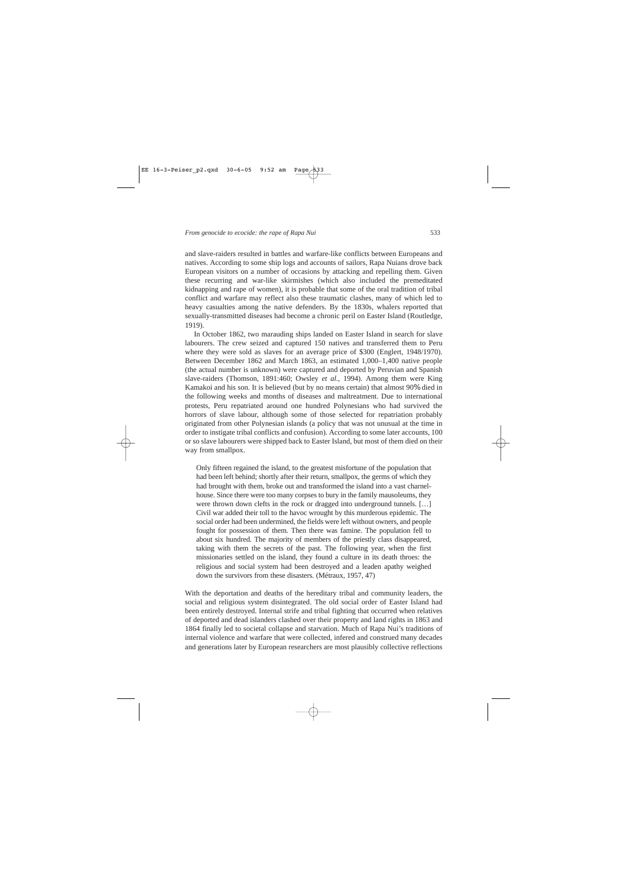and slave-raiders resulted in battles and warfare-like conflicts between Europeans and natives. According to some ship logs and accounts of sailors, Rapa Nuians drove back European visitors on a number of occasions by attacking and repelling them. Given these recurring and war-like skirmishes (which also included the premeditated kidnapping and rape of women), it is probable that some of the oral tradition of tribal conflict and warfare may reflect also these traumatic clashes, many of which led to heavy casualties among the native defenders. By the 1830s, whalers reported that sexually-transmitted diseases had become a chronic peril on Easter Island (Routledge, 1919).

In October 1862, two marauding ships landed on Easter Island in search for slave labourers. The crew seized and captured 150 natives and transferred them to Peru where they were sold as slaves for an average price of $300 (Englert, 1948/1970). Between December 1862 and March 1863, an estimated 1,000–1,400 native people (the actual number is unknown) were captured and deported by Peruvian and Spanish slave-raiders (Thomson, 1891:460; Owsley *et al.*, 1994). Among them were King Kamakoi and his son. It is believed (but by no means certain) that almost 90% died in the following weeks and months of diseases and maltreatment. Due to international protests, Peru repatriated around one hundred Polynesians who had survived the horrors of slave labour, although some of those selected for repatriation probably originated from other Polynesian islands (a policy that was not unusual at the time in order to instigate tribal conflicts and confusion). According to some later accounts, 100 or so slave labourers were shipped back to Easter Island, but most of them died on their way from smallpox.

> Only fifteen regained the island, to the greatest misfortune of the population that had been left behind; shortly after their return, smallpox, the germs of which they had brought with them, broke out and transformed the island into a vast charnel-house. Since there were too many corpses to bury in the family mausoleums, they were thrown down clefts in the rock or dragged into underground tunnels. […] Civil war added their toll to the havoc wrought by this murderous epidemic. The social order had been undermined, the fields were left without owners, and people fought for possession of them. Then there was famine. The population fell to about six hundred. The majority of members of the priestly class disappeared, taking with them the secrets of the past. The following year, when the first missionaries settled on the island, they found a culture in its death throes: the religious and social system had been destroyed and a leaden apathy weighed down the survivors from these disasters. (Métraux, 1957, 47)

With the deportation and deaths of the hereditary tribal and community leaders, the social and religious system disintegrated. The old social order of Easter Island had been entirely destroyed. Internal strife and tribal fighting that occurred when relatives of deported and dead islanders clashed over their property and land rights in 1863 and 1864 finally led to societal collapse and starvation. Much of Rapa Nui's traditions of internal violence and warfare that were collected, infered and construed many decades and generations later by European researchers are most plausibly collective reflections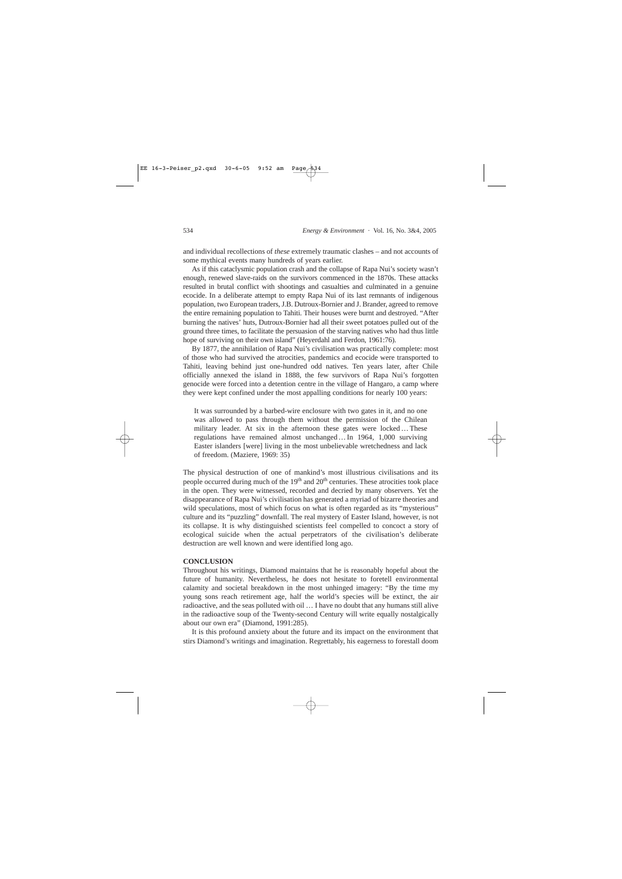and individual recollections of *these* extremely traumatic clashes – and not accounts of some mythical events many hundreds of years earlier.

As if this cataclysmic population crash and the collapse of Rapa Nui's society wasn't enough, renewed slave-raids on the survivors commenced in the 1870s. These attacks resulted in brutal conflict with shootings and casualties and culminated in a genuine ecocide. In a deliberate attempt to empty Rapa Nui of its last remnants of indigenous population, two European traders, J.B. Dutroux-Bornier and J. Brander, agreed to remove the entire remaining population to Tahiti. Their houses were burnt and destroyed. "After burning the natives' huts, Dutroux-Bornier had all their sweet potatoes pulled out of the ground three times, to facilitate the persuasion of the starving natives who had thus little hope of surviving on their own island" (Heyerdahl and Ferdon, 1961:76).

By 1877, the annihilation of Rapa Nui's civilisation was practically complete: most of those who had survived the atrocities, pandemics and ecocide were transported to Tahiti, leaving behind just one-hundred odd natives. Ten years later, after Chile officially annexed the island in 1888, the few survivors of Rapa Nui's forgotten genocide were forced into a detention centre in the village of Hangaro, a camp where they were kept confined under the most appalling conditions for nearly 100 years:

> It was surrounded by a barbed-wire enclosure with two gates in it, and no one was allowed to pass through them without the permission of the Chilean military leader. At six in the afternoon these gates were locked… These regulations have remained almost unchanged… In 1964, 1,000 surviving Easter islanders [were] living in the most unbelievable wretchedness and lack of freedom. (Maziere, 1969: 35)

The physical destruction of one of mankind's most illustrious civilisations and its people occurred during much of the 19th and 20th centuries. These atrocities took place in the open. They were witnessed, recorded and decried by many observers. Yet the disappearance of Rapa Nui's civilisation has generated a myriad of bizarre theories and wild speculations, most of which focus on what is often regarded as its "mysterious" culture and its "puzzling" downfall. The real mystery of Easter Island, however, is not its collapse. It is why distinguished scientists feel compelled to concoct a story of ecological suicide when the actual perpetrators of the civilisation's deliberate destruction are well known and were identified long ago.

## CONCLUSION

Throughout his writings, Diamond maintains that he is reasonably hopeful about the future of humanity. Nevertheless, he does not hesitate to foretell environmental calamity and societal breakdown in the most unhinged imagery: "By the time my young sons reach retirement age, half the world's species will be extinct, the air radioactive, and the seas polluted with oil … I have no doubt that any humans still alive in the radioactive soup of the Twenty-second Century will write equally nostalgically about our own era" (Diamond, 1991:285).

It is this profound anxiety about the future and its impact on the environment that stirs Diamond's writings and imagination. Regrettably, his eagerness to forestall doom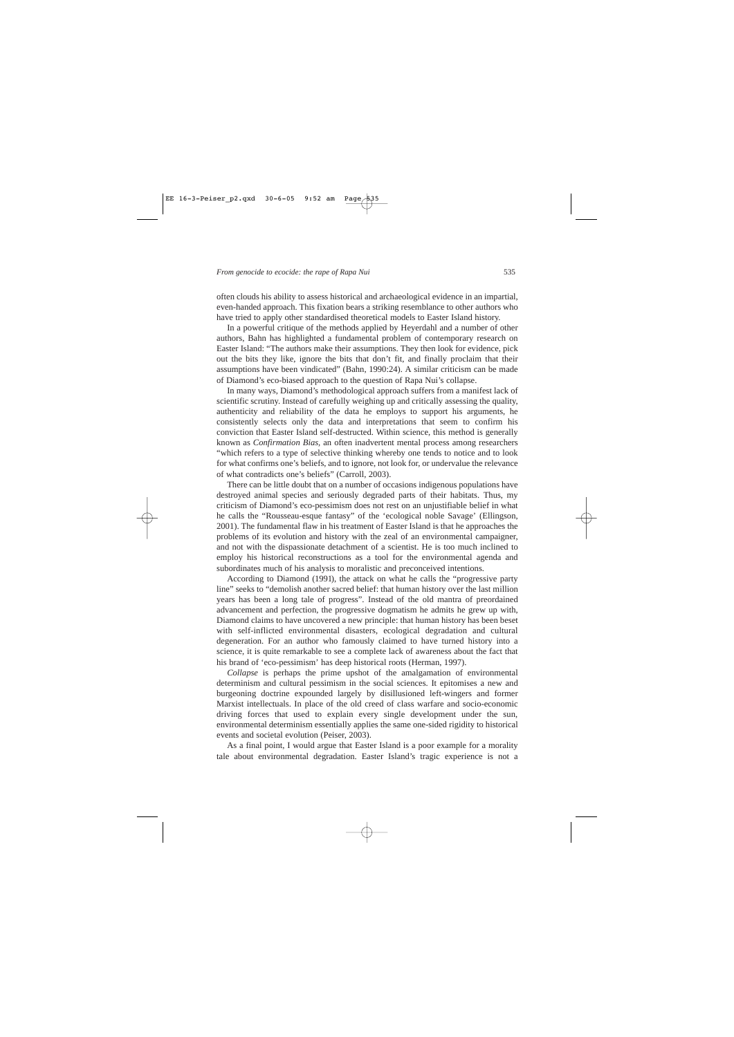often clouds his ability to assess historical and archaeological evidence in an impartial, even-handed approach. This fixation bears a striking resemblance to other authors who have tried to apply other standardised theoretical models to Easter Island history.

In a powerful critique of the methods applied by Heyerdahl and a number of other authors, Bahn has highlighted a fundamental problem of contemporary research on Easter Island: "The authors make their assumptions. They then look for evidence, pick out the bits they like, ignore the bits that don't fit, and finally proclaim that their assumptions have been vindicated" (Bahn, 1990:24). A similar criticism can be made of Diamond's eco-biased approach to the question of Rapa Nui's collapse.

In many ways, Diamond's methodological approach suffers from a manifest lack of scientific scrutiny. Instead of carefully weighing up and critically assessing the quality, authenticity and reliability of the data he employs to support his arguments, he consistently selects only the data and interpretations that seem to confirm his conviction that Easter Island self-destructed. Within science, this method is generally known as *Confirmation Bias*, an often inadvertent mental process among researchers "which refers to a type of selective thinking whereby one tends to notice and to look for what confirms one's beliefs, and to ignore, not look for, or undervalue the relevance of what contradicts one's beliefs" (Carroll, 2003).

There can be little doubt that on a number of occasions indigenous populations have destroyed animal species and seriously degraded parts of their habitats. Thus, my criticism of Diamond's eco-pessimism does not rest on an unjustifiable belief in what he calls the "Rousseau-esque fantasy" of the 'ecological noble Savage' (Ellingson, 2001). The fundamental flaw in his treatment of Easter Island is that he approaches the problems of its evolution and history with the zeal of an environmental campaigner, and not with the dispassionate detachment of a scientist. He is too much inclined to employ his historical reconstructions as a tool for the environmental agenda and subordinates much of his analysis to moralistic and preconceived intentions.

According to Diamond (1991), the attack on what he calls the "progressive party line" seeks to "demolish another sacred belief: that human history over the last million years has been a long tale of progress". Instead of the old mantra of preordained advancement and perfection, the progressive dogmatism he admits he grew up with, Diamond claims to have uncovered a new principle: that human history has been beset with self-inflicted environmental disasters, ecological degradation and cultural degeneration. For an author who famously claimed to have turned history into a science, it is quite remarkable to see a complete lack of awareness about the fact that his brand of 'eco-pessimism' has deep historical roots (Herman, 1997).

*Collapse* is perhaps the prime upshot of the amalgamation of environmental determinism and cultural pessimism in the social sciences. It epitomises a new and burgeoning doctrine expounded largely by disillusioned left-wingers and former Marxist intellectuals. In place of the old creed of class warfare and socio-economic driving forces that used to explain every single development under the sun, environmental determinism essentially applies the same one-sided rigidity to historical events and societal evolution (Peiser, 2003).

As a final point, I would argue that Easter Island is a poor example for a morality tale about environmental degradation. Easter Island's tragic experience is not a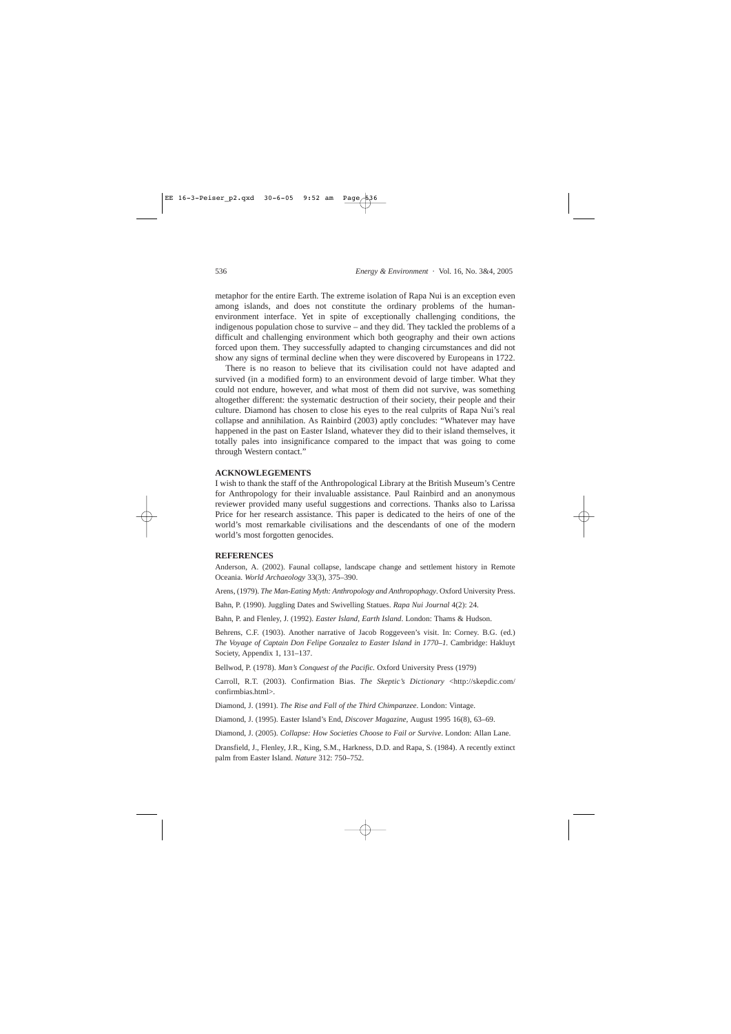metaphor for the entire Earth. The extreme isolation of Rapa Nui is an exception even among islands, and does not constitute the ordinary problems of the human-environment interface. Yet in spite of exceptionally challenging conditions, the indigenous population chose to survive – and they did. They tackled the problems of a difficult and challenging environment which both geography and their own actions forced upon them. They successfully adapted to changing circumstances and did not show any signs of terminal decline when they were discovered by Europeans in 1722.

There is no reason to believe that its civilisation could not have adapted and survived (in a modified form) to an environment devoid of large timber. What they could not endure, however, and what most of them did not survive, was something altogether different: the systematic destruction of their society, their people and their culture. Diamond has chosen to close his eyes to the real culprits of Rapa Nui's real collapse and annihilation. As Rainbird (2003) aptly concludes: "Whatever may have happened in the past on Easter Island, whatever they did to their island themselves, it totally pales into insignificance compared to the impact that was going to come through Western contact."

## ACKNOWLEGEMENTS

I wish to thank the staff of the Anthropological Library at the British Museum's Centre for Anthropology for their invaluable assistance. Paul Rainbird and an anonymous reviewer provided many useful suggestions and corrections. Thanks also to Larissa Price for her research assistance. This paper is dedicated to the heirs of one of the world's most remarkable civilisations and the descendants of one of the modern world's most forgotten genocides.

## REFERENCES

Anderson, A. (2002). Faunal collapse, landscape change and settlement history in Remote Oceania. *World Archaeology* 33(3), 375–390.

Arens, (1979). *The Man-Eating Myth: Anthropology and Anthropophagy*. Oxford University Press.

Bahn, P. (1990). Juggling Dates and Swivelling Statues. *Rapa Nui Journal* 4(2): 24.

Bahn, P. and Flenley, J. (1992). *Easter Island, Earth Island*. London: Thams & Hudson.

Behrens, C.F. (1903). Another narrative of Jacob Roggeveen's visit. In: Corney. B.G. (ed.) *The Voyage of Captain Don Felipe Gonzalez to Easter Island in 1770–1*. Cambridge: Hakluyt Society, Appendix 1, 131–137.

Bellwod, P. (1978). *Man's Conquest of the Pacific*. Oxford University Press (1979)

Carroll, R.T. (2003). Confirmation Bias. *The Skeptic's Dictionary* <http://skepdic.com/confirmbias.html>.

Diamond, J. (1991). *The Rise and Fall of the Third Chimpanzee*. London: Vintage.

Diamond, J. (1995). Easter Island's End, *Discover Magazine*, August 1995 16(8), 63–69.

Diamond, J. (2005). *Collapse: How Societies Choose to Fail or Survive*. London: Allan Lane.

Dransfield, J., Flenley, J.R., King, S.M., Harkness, D.D. and Rapa, S. (1984). A recently extinct palm from Easter Island. *Nature* 312: 750–752.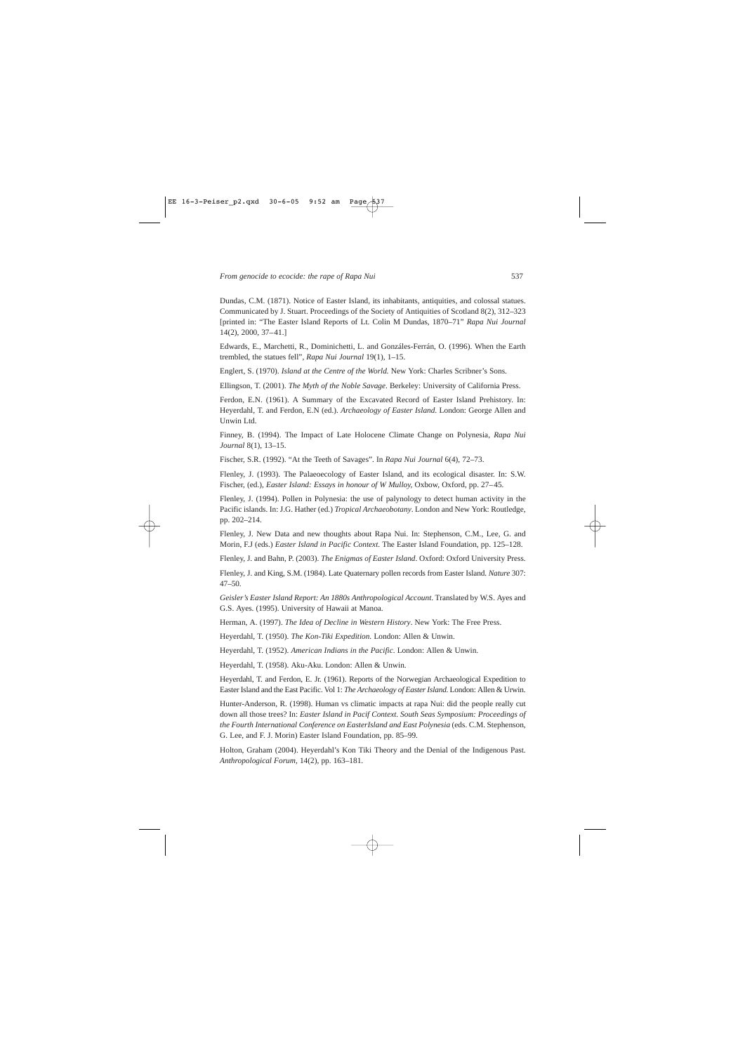Dundas, C.M. (1871). Notice of Easter Island, its inhabitants, antiquities, and colossal statues. Communicated by J. Stuart. Proceedings of the Society of Antiquities of Scotland 8(2), 312–323 [printed in: "The Easter Island Reports of Lt. Colin M Dundas, 1870–71" *Rapa Nui Journal* 14(2), 2000, 37–41.]

Edwards, E., Marchetti, R., Dominichetti, L. and Gonzáles-Ferrán, O. (1996). When the Earth trembled, the statues fell", *Rapa Nui Journal* 19(1), 1–15.

Englert, S. (1970). *Island at the Centre of the World.* New York: Charles Scribner's Sons.

Ellingson, T. (2001). *The Myth of the Noble Savage.* Berkeley: University of California Press.

Ferdon, E.N. (1961). A Summary of the Excavated Record of Easter Island Prehistory. In: Heyerdahl, T. and Ferdon, E.N (ed.). *Archaeology of Easter Island.* London: George Allen and Unwin Ltd.

Finney, B. (1994). The Impact of Late Holocene Climate Change on Polynesia, *Rapa Nui Journal* 8(1), 13–15.

Fischer, S.R. (1992). "At the Teeth of Savages". In *Rapa Nui Journal* 6(4), 72–73.

Flenley, J. (1993). The Palaeoecology of Easter Island, and its ecological disaster. In: S.W. Fischer, (ed.), *Easter Island: Essays in honour of W Mulloy*, Oxbow, Oxford, pp. 27–45.

Flenley, J. (1994). Pollen in Polynesia: the use of palynology to detect human activity in the Pacific islands. In: J.G. Hather (ed.) *Tropical Archaeobotany*. London and New York: Routledge, pp. 202–214.

Flenley, J. New Data and new thoughts about Rapa Nui. In: Stephenson, C.M., Lee, G. and Morin, F.J (eds.) *Easter Island in Pacific Context*. The Easter Island Foundation, pp. 125–128.

Flenley, J. and Bahn, P. (2003). *The Enigmas of Easter Island*. Oxford: Oxford University Press.

Flenley, J. and King, S.M. (1984). Late Quaternary pollen records from Easter Island. *Nature* 307: 47–50.

*Geisler's Easter Island Report: An 1880s Anthropological Account*. Translated by W.S. Ayes and G.S. Ayes. (1995). University of Hawaii at Manoa.

Herman, A. (1997). *The Idea of Decline in Western History*. New York: The Free Press.

Heyerdahl, T. (1950). *The Kon-Tiki Expedition.* London: Allen & Unwin.

Heyerdahl, T. (1952). *American Indians in the Pacific*. London: Allen & Unwin.

Heyerdahl, T. (1958). Aku-Aku. London: Allen & Unwin.

Heyerdahl, T. and Ferdon, E. Jr. (1961). Reports of the Norwegian Archaeological Expedition to Easter Island and the East Pacific. Vol 1: *The Archaeology of Easter Island.* London: Allen & Urwin.

Hunter-Anderson, R. (1998). Human vs climatic impacts at rapa Nui: did the people really cut down all those trees? In: *Easter Island in Pacif Context. South Seas Symposium: Proceedings of the Fourth International Conference on EasterIsland and East Polynesia* (eds. C.M. Stephenson, G. Lee, and F. J. Morin) Easter Island Foundation, pp. 85–99.

Holton, Graham (2004). Heyerdahl's Kon Tiki Theory and the Denial of the Indigenous Past. *Anthropological Forum*, 14(2), pp. 163–181.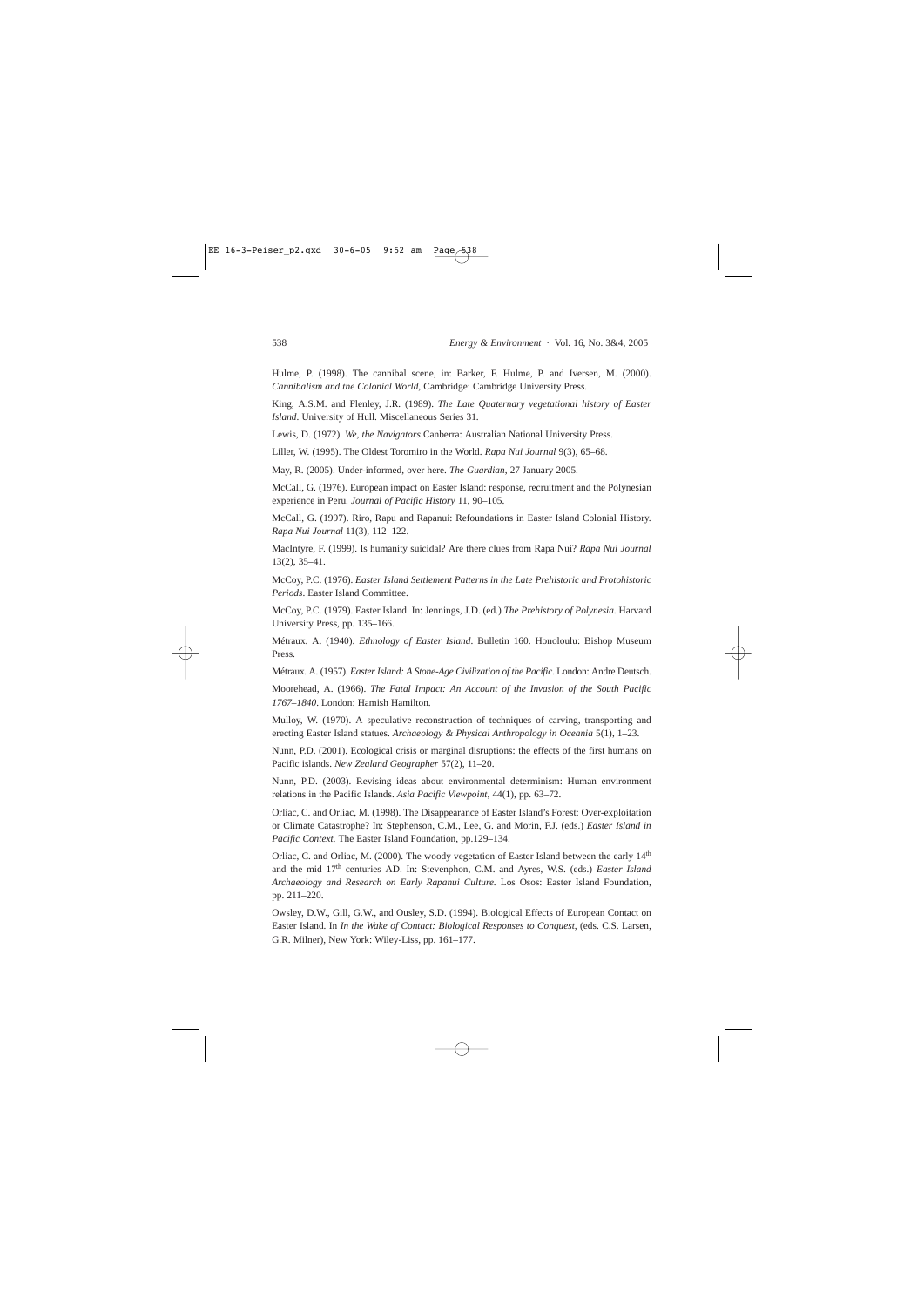Hulme, P. (1998). The cannibal scene, in: Barker, F. Hulme, P. and Iversen, M. (2000). *Cannibalism and the Colonial World*, Cambridge: Cambridge University Press.

King, A.S.M. and Flenley, J.R. (1989). *The Late Quaternary vegetational history of Easter Island*. University of Hull. Miscellaneous Series 31.

Lewis, D. (1972). *We, the Navigators* Canberra: Australian National University Press.

Liller, W. (1995). The Oldest Toromiro in the World. *Rapa Nui Journal* 9(3), 65–68.

May, R. (2005). Under-informed, over here. *The Guardian*, 27 January 2005.

McCall, G. (1976). European impact on Easter Island: response, recruitment and the Polynesian experience in Peru. *Journal of Pacific History* 11, 90–105.

McCall, G. (1997). Riro, Rapu and Rapanui: Refoundations in Easter Island Colonial History. *Rapa Nui Journal* 11(3), 112–122.

MacIntyre, F. (1999). Is humanity suicidal? Are there clues from Rapa Nui? *Rapa Nui Journal* 13(2), 35–41.

McCoy, P.C. (1976). *Easter Island Settlement Patterns in the Late Prehistoric and Protohistoric Periods*. Easter Island Committee.

McCoy, P.C. (1979). Easter Island. In: Jennings, J.D. (ed.) *The Prehistory of Polynesia*. Harvard University Press, pp. 135–166.

Métraux. A. (1940). *Ethnology of Easter Island*. Bulletin 160. Honoloulu: Bishop Museum Press.

Métraux. A. (1957). *Easter Island: A Stone-Age Civilization of the Pacific*. London: Andre Deutsch.

Moorehead, A. (1966). *The Fatal Impact: An Account of the Invasion of the South Pacific 1767–1840*. London: Hamish Hamilton.

Mulloy, W. (1970). A speculative reconstruction of techniques of carving, transporting and erecting Easter Island statues. *Archaeology & Physical Anthropology in Oceania* 5(1), 1–23.

Nunn, P.D. (2001). Ecological crisis or marginal disruptions: the effects of the first humans on Pacific islands. *New Zealand Geographer* 57(2), 11–20.

Nunn, P.D. (2003). Revising ideas about environmental determinism: Human–environment relations in the Pacific Islands. *Asia Pacific Viewpoint*, 44(1), pp. 63–72.

Orliac, C. and Orliac, M. (1998). The Disappearance of Easter Island's Forest: Over-exploitation or Climate Catastrophe? In: Stephenson, C.M., Lee, G. and Morin, F.J. (eds.) *Easter Island in Pacific Context*. The Easter Island Foundation, pp.129–134.

Orliac, C. and Orliac, M. (2000). The woody vegetation of Easter Island between the early 14th and the mid 17th centuries AD. In: Stevenphon, C.M. and Ayres, W.S. (eds.) *Easter Island Archaeology and Research on Early Rapanui Culture*. Los Osos: Easter Island Foundation, pp. 211–220.

Owsley, D.W., Gill, G.W., and Ousley, S.D. (1994). Biological Effects of European Contact on Easter Island. In *In the Wake of Contact: Biological Responses to Conquest*, (eds. C.S. Larsen, G.R. Milner), New York: Wiley-Liss, pp. 161–177.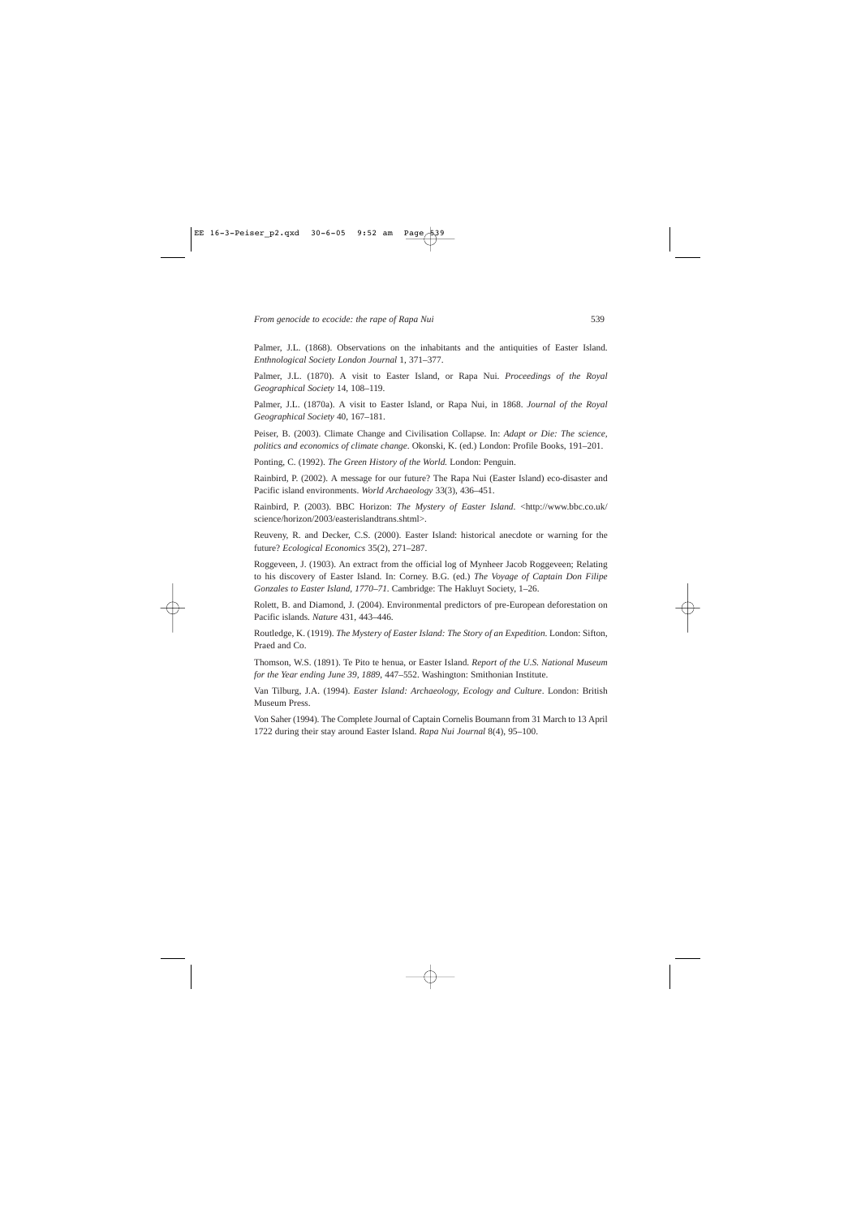Palmer, J.L. (1868). Observations on the inhabitants and the antiquities of Easter Island. *Enthnological Society London Journal* 1, 371–377.

Palmer, J.L. (1870). A visit to Easter Island, or Rapa Nui. *Proceedings of the Royal Geographical Society* 14, 108–119.

Palmer, J.L. (1870a). A visit to Easter Island, or Rapa Nui, in 1868. *Journal of the Royal Geographical Society* 40, 167–181.

Peiser, B. (2003). Climate Change and Civilisation Collapse. In: *Adapt or Die: The science, politics and economics of climate change*. Okonski, K. (ed.) London: Profile Books, 191–201.

Ponting, C. (1992). *The Green History of the World.* London: Penguin.

Rainbird, P. (2002). A message for our future? The Rapa Nui (Easter Island) eco-disaster and Pacific island environments. *World Archaeology* 33(3), 436–451.

Rainbird, P. (2003). BBC Horizon: *The Mystery of Easter Island*. <http://www.bbc.co.uk/science/horizon/2003/easterislandtrans.shtml>.

Reuveny, R. and Decker, C.S. (2000). Easter Island: historical anecdote or warning for the future? *Ecological Economics* 35(2), 271–287.

Roggeveen, J. (1903). An extract from the official log of Mynheer Jacob Roggeveen; Relating to his discovery of Easter Island. In: Corney. B.G. (ed.) *The Voyage of Captain Don Filipe Gonzales to Easter Island, 1770–71*. Cambridge: The Hakluyt Society, 1–26.

Rolett, B. and Diamond, J. (2004). Environmental predictors of pre-European deforestation on Pacific islands. *Nature* 431, 443–446.

Routledge, K. (1919). *The Mystery of Easter Island: The Story of an Expedition*. London: Sifton, Praed and Co.

Thomson, W.S. (1891). Te Pito te henua, or Easter Island. *Report of the U.S. National Museum for the Year ending June 39, 1889*, 447–552. Washington: Smithonian Institute.

Van Tilburg, J.A. (1994). *Easter Island: Archaeology, Ecology and Culture*. London: British Museum Press.

Von Saher (1994). The Complete Journal of Captain Cornelis Boumann from 31 March to 13 April 1722 during their stay around Easter Island. *Rapa Nui Journal* 8(4), 95–100.